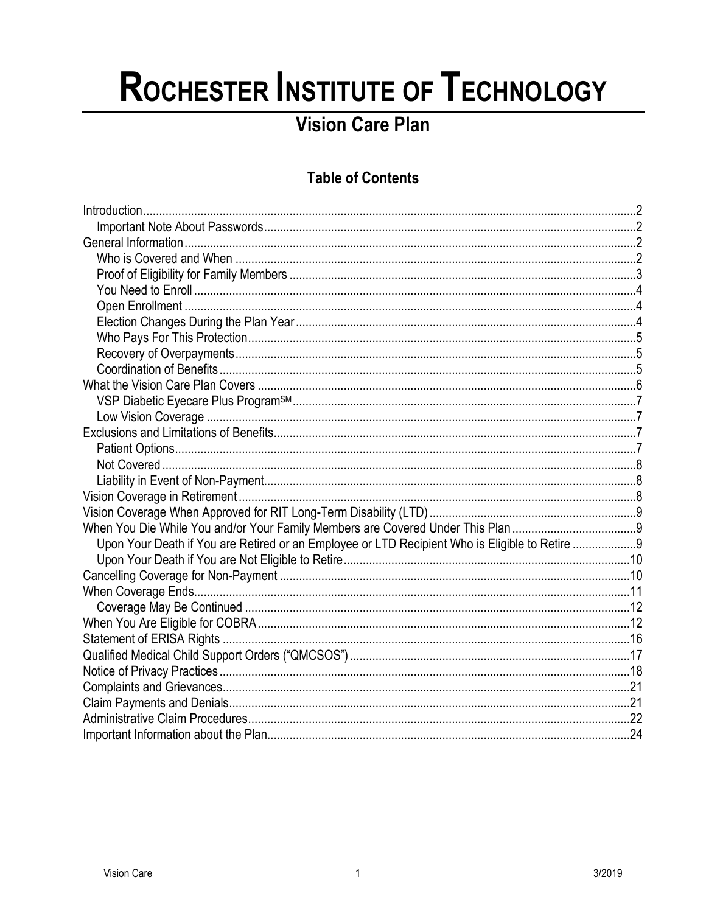# Rochester Institute of Technology

## Vision Care Plan

### Table of Contents

- Introduction ..... 2
  - Important Note About Passwords ..... 2
- General Information ..... 2
  - Who is Covered and When ..... 2
  - Proof of Eligibility for Family Members ..... 3
  - You Need to Enroll ..... 4
  - Open Enrollment ..... 4
  - Election Changes During the Plan Year ..... 4
  - Who Pays For This Protection ..... 5
  - Recovery of Overpayments ..... 5
  - Coordination of Benefits ..... 5
- What the Vision Care Plan Covers ..... 6
  - VSP Diabetic Eyecare Plus Program℠ ..... 7
  - Low Vision Coverage ..... 7
- Exclusions and Limitations of Benefits ..... 7
  - Patient Options ..... 7
  - Not Covered ..... 8
  - Liability in Event of Non-Payment ..... 8
- Vision Coverage in Retirement ..... 8
- Vision Coverage When Approved for RIT Long-Term Disability (LTD) ..... 9
- When You Die While You and/or Your Family Members are Covered Under This Plan ..... 9
  - Upon Your Death if You are Retired or an Employee or LTD Recipient Who is Eligible to Retire ..... 9
  - Upon Your Death if You are Not Eligible to Retire ..... 10
- Cancelling Coverage for Non-Payment ..... 10
- When Coverage Ends ..... 11
  - Coverage May Be Continued ..... 12
- When You Are Eligible for COBRA ..... 12
- Statement of ERISA Rights ..... 16
- Qualified Medical Child Support Orders ("QMCSOS") ..... 17
- Notice of Privacy Practices ..... 18
- Complaints and Grievances ..... 21
- Claim Payments and Denials ..... 21
- Administrative Claim Procedures ..... 22
- Important Information about the Plan ..... 24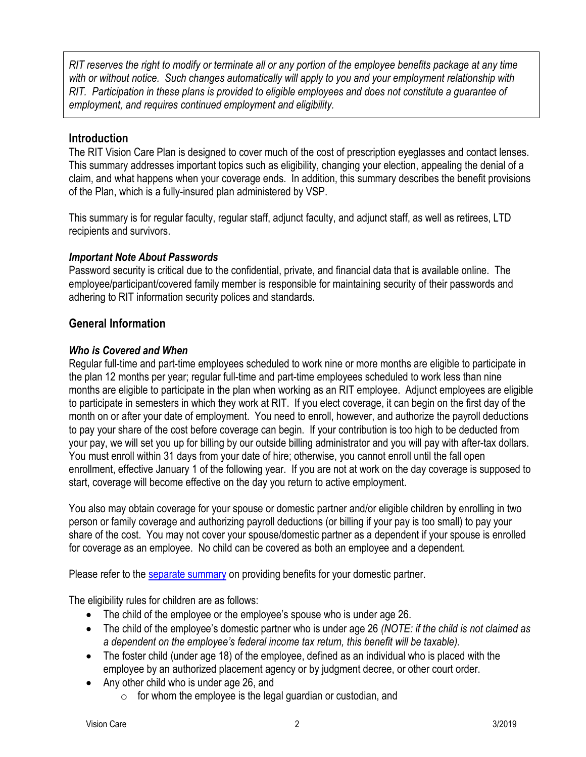*RIT reserves the right to modify or terminate all or any portion of the employee benefits package at any time with or without notice. Such changes automatically will apply to you and your employment relationship with RIT. Participation in these plans is provided to eligible employees and does not constitute a guarantee of employment, and requires continued employment and eligibility.*

## Introduction

The RIT Vision Care Plan is designed to cover much of the cost of prescription eyeglasses and contact lenses. This summary addresses important topics such as eligibility, changing your election, appealing the denial of a claim, and what happens when your coverage ends. In addition, this summary describes the benefit provisions of the Plan, which is a fully-insured plan administered by VSP.

This summary is for regular faculty, regular staff, adjunct faculty, and adjunct staff, as well as retirees, LTD recipients and survivors.

### *Important Note About Passwords*

Password security is critical due to the confidential, private, and financial data that is available online. The employee/participant/covered family member is responsible for maintaining security of their passwords and adhering to RIT information security polices and standards.

## General Information

### *Who is Covered and When*

Regular full-time and part-time employees scheduled to work nine or more months are eligible to participate in the plan 12 months per year; regular full-time and part-time employees scheduled to work less than nine months are eligible to participate in the plan when working as an RIT employee. Adjunct employees are eligible to participate in semesters in which they work at RIT. If you elect coverage, it can begin on the first day of the month on or after your date of employment. You need to enroll, however, and authorize the payroll deductions to pay your share of the cost before coverage can begin. If your contribution is too high to be deducted from your pay, we will set you up for billing by our outside billing administrator and you will pay with after-tax dollars. You must enroll within 31 days from your date of hire; otherwise, you cannot enroll until the fall open enrollment, effective January 1 of the following year. If you are not at work on the day coverage is supposed to start, coverage will become effective on the day you return to active employment.

You also may obtain coverage for your spouse or domestic partner and/or eligible children by enrolling in two person or family coverage and authorizing payroll deductions (or billing if your pay is too small) to pay your share of the cost. You may not cover your spouse/domestic partner as a dependent if your spouse is enrolled for coverage as an employee. No child can be covered as both an employee and a dependent.

Please refer to the [separate summary]() on providing benefits for your domestic partner.

The eligibility rules for children are as follows:

- The child of the employee or the employee's spouse who is under age 26.
- The child of the employee's domestic partner who is under age 26 *(NOTE: if the child is not claimed as a dependent on the employee's federal income tax return, this benefit will be taxable).*
- The foster child (under age 18) of the employee, defined as an individual who is placed with the employee by an authorized placement agency or by judgment decree, or other court order.
- Any other child who is under age 26, and
    - for whom the employee is the legal guardian or custodian, and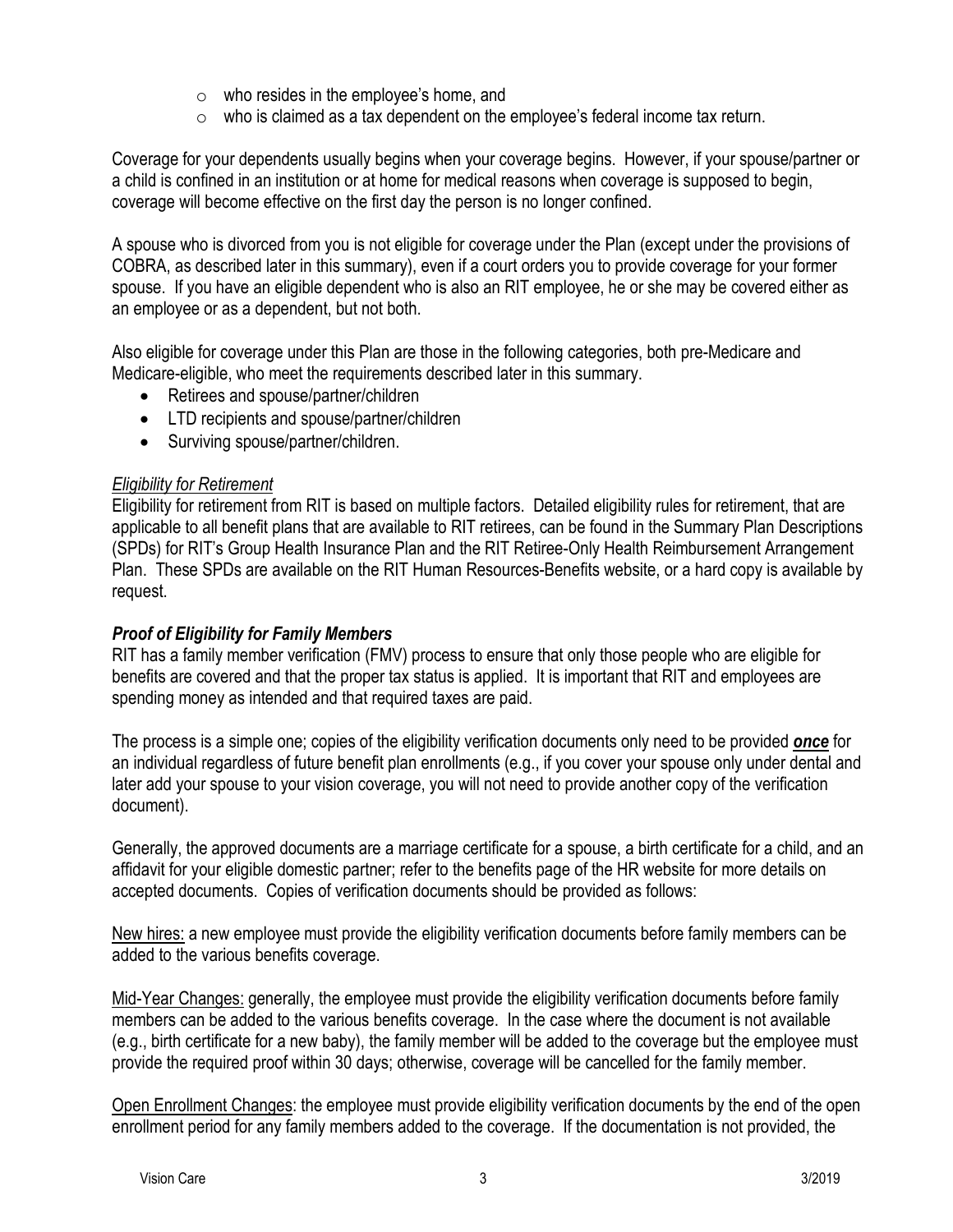- who resides in the employee's home, and
- who is claimed as a tax dependent on the employee's federal income tax return.

Coverage for your dependents usually begins when your coverage begins. However, if your spouse/partner or a child is confined in an institution or at home for medical reasons when coverage is supposed to begin, coverage will become effective on the first day the person is no longer confined.

A spouse who is divorced from you is not eligible for coverage under the Plan (except under the provisions of COBRA, as described later in this summary), even if a court orders you to provide coverage for your former spouse. If you have an eligible dependent who is also an RIT employee, he or she may be covered either as an employee or as a dependent, but not both.

Also eligible for coverage under this Plan are those in the following categories, both pre-Medicare and Medicare-eligible, who meet the requirements described later in this summary.

- Retirees and spouse/partner/children
- LTD recipients and spouse/partner/children
- Surviving spouse/partner/children.

*Eligibility for Retirement*

Eligibility for retirement from RIT is based on multiple factors. Detailed eligibility rules for retirement, that are applicable to all benefit plans that are available to RIT retirees, can be found in the Summary Plan Descriptions (SPDs) for RIT's Group Health Insurance Plan and the RIT Retiree-Only Health Reimbursement Arrangement Plan. These SPDs are available on the RIT Human Resources-Benefits website, or a hard copy is available by request.

### ***Proof of Eligibility for Family Members***

RIT has a family member verification (FMV) process to ensure that only those people who are eligible for benefits are covered and that the proper tax status is applied. It is important that RIT and employees are spending money as intended and that required taxes are paid.

The process is a simple one; copies of the eligibility verification documents only need to be provided ***once*** for an individual regardless of future benefit plan enrollments (e.g., if you cover your spouse only under dental and later add your spouse to your vision coverage, you will not need to provide another copy of the verification document).

Generally, the approved documents are a marriage certificate for a spouse, a birth certificate for a child, and an affidavit for your eligible domestic partner; refer to the benefits page of the HR website for more details on accepted documents. Copies of verification documents should be provided as follows:

New hires: a new employee must provide the eligibility verification documents before family members can be added to the various benefits coverage.

Mid-Year Changes: generally, the employee must provide the eligibility verification documents before family members can be added to the various benefits coverage. In the case where the document is not available (e.g., birth certificate for a new baby), the family member will be added to the coverage but the employee must provide the required proof within 30 days; otherwise, coverage will be cancelled for the family member.

Open Enrollment Changes: the employee must provide eligibility verification documents by the end of the open enrollment period for any family members added to the coverage. If the documentation is not provided, the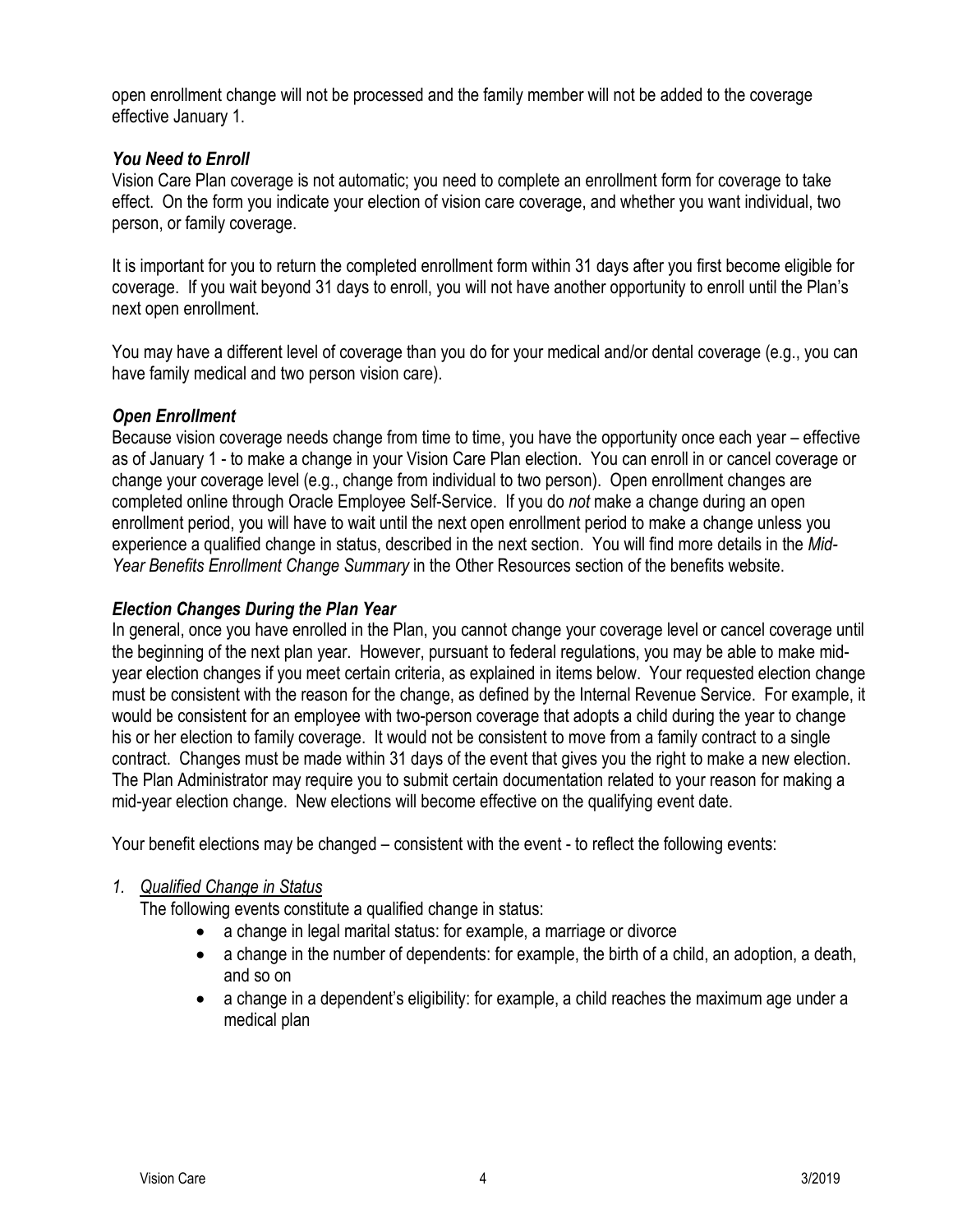open enrollment change will not be processed and the family member will not be added to the coverage effective January 1.

### *You Need to Enroll*

Vision Care Plan coverage is not automatic; you need to complete an enrollment form for coverage to take effect. On the form you indicate your election of vision care coverage, and whether you want individual, two person, or family coverage.

It is important for you to return the completed enrollment form within 31 days after you first become eligible for coverage. If you wait beyond 31 days to enroll, you will not have another opportunity to enroll until the Plan's next open enrollment.

You may have a different level of coverage than you do for your medical and/or dental coverage (e.g., you can have family medical and two person vision care).

### *Open Enrollment*

Because vision coverage needs change from time to time, you have the opportunity once each year – effective as of January 1 - to make a change in your Vision Care Plan election. You can enroll in or cancel coverage or change your coverage level (e.g., change from individual to two person). Open enrollment changes are completed online through Oracle Employee Self-Service. If you do *not* make a change during an open enrollment period, you will have to wait until the next open enrollment period to make a change unless you experience a qualified change in status, described in the next section. You will find more details in the *Mid-Year Benefits Enrollment Change Summary* in the Other Resources section of the benefits website.

### *Election Changes During the Plan Year*

In general, once you have enrolled in the Plan, you cannot change your coverage level or cancel coverage until the beginning of the next plan year. However, pursuant to federal regulations, you may be able to make mid-year election changes if you meet certain criteria, as explained in items below. Your requested election change must be consistent with the reason for the change, as defined by the Internal Revenue Service. For example, it would be consistent for an employee with two-person coverage that adopts a child during the year to change his or her election to family coverage. It would not be consistent to move from a family contract to a single contract. Changes must be made within 31 days of the event that gives you the right to make a new election. The Plan Administrator may require you to submit certain documentation related to your reason for making a mid-year election change. New elections will become effective on the qualifying event date.

Your benefit elections may be changed – consistent with the event - to reflect the following events:

1. *Qualified Change in Status*

   The following events constitute a qualified change in status:

   - a change in legal marital status: for example, a marriage or divorce
   - a change in the number of dependents: for example, the birth of a child, an adoption, a death, and so on
   - a change in a dependent's eligibility: for example, a child reaches the maximum age under a medical plan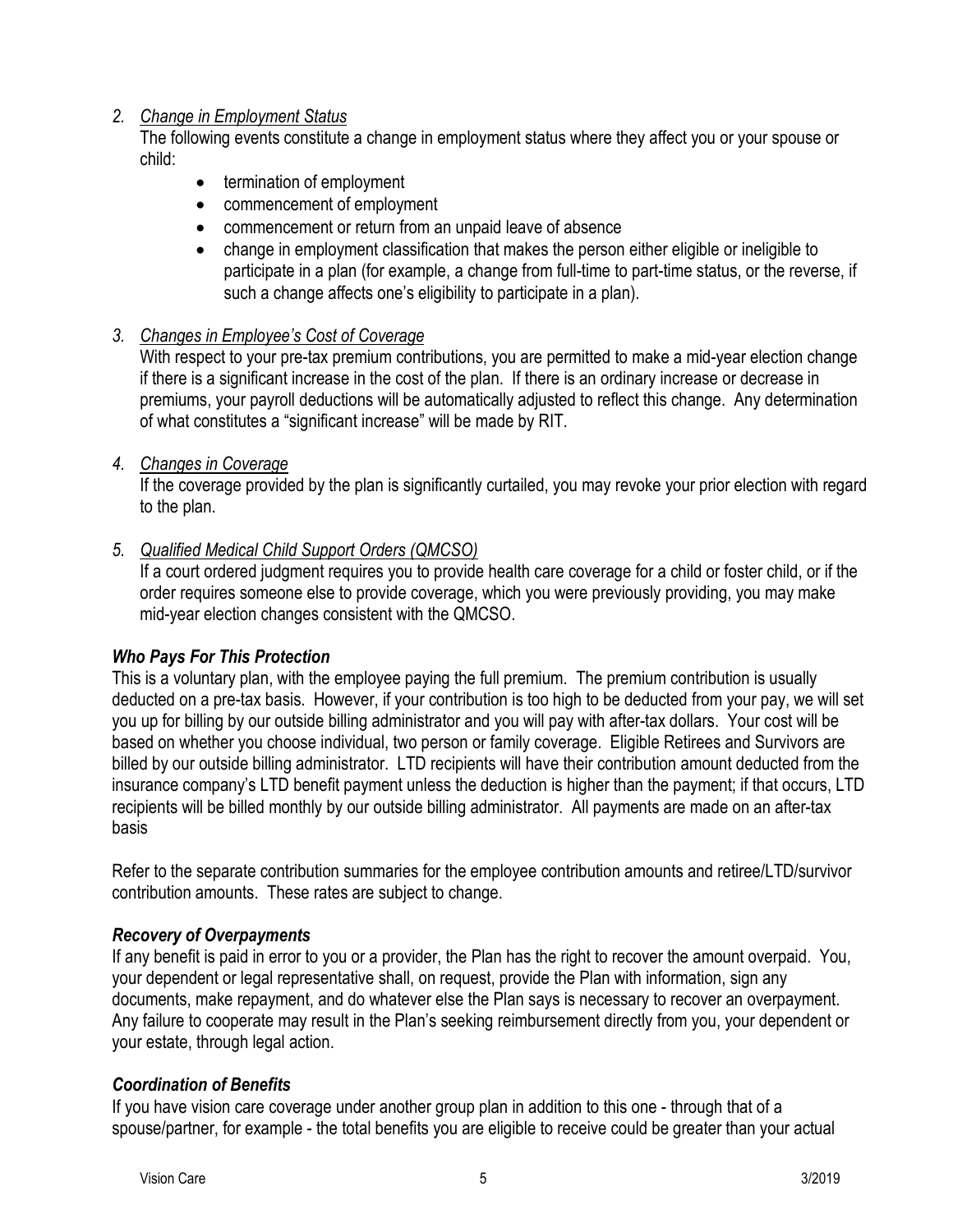2. *Change in Employment Status*

   The following events constitute a change in employment status where they affect you or your spouse or child:

   - termination of employment
   - commencement of employment
   - commencement or return from an unpaid leave of absence
   - change in employment classification that makes the person either eligible or ineligible to participate in a plan (for example, a change from full-time to part-time status, or the reverse, if such a change affects one's eligibility to participate in a plan).

3. *Changes in Employee's Cost of Coverage*

   With respect to your pre-tax premium contributions, you are permitted to make a mid-year election change if there is a significant increase in the cost of the plan. If there is an ordinary increase or decrease in premiums, your payroll deductions will be automatically adjusted to reflect this change. Any determination of what constitutes a "significant increase" will be made by RIT.

4. *Changes in Coverage*

   If the coverage provided by the plan is significantly curtailed, you may revoke your prior election with regard to the plan.

5. *Qualified Medical Child Support Orders (QMCSO)*

   If a court ordered judgment requires you to provide health care coverage for a child or foster child, or if the order requires someone else to provide coverage, which you were previously providing, you may make mid-year election changes consistent with the QMCSO.

### *Who Pays For This Protection*

This is a voluntary plan, with the employee paying the full premium. The premium contribution is usually deducted on a pre-tax basis. However, if your contribution is too high to be deducted from your pay, we will set you up for billing by our outside billing administrator and you will pay with after-tax dollars. Your cost will be based on whether you choose individual, two person or family coverage. Eligible Retirees and Survivors are billed by our outside billing administrator. LTD recipients will have their contribution amount deducted from the insurance company's LTD benefit payment unless the deduction is higher than the payment; if that occurs, LTD recipients will be billed monthly by our outside billing administrator. All payments are made on an after-tax basis

Refer to the separate contribution summaries for the employee contribution amounts and retiree/LTD/survivor contribution amounts. These rates are subject to change.

### *Recovery of Overpayments*

If any benefit is paid in error to you or a provider, the Plan has the right to recover the amount overpaid. You, your dependent or legal representative shall, on request, provide the Plan with information, sign any documents, make repayment, and do whatever else the Plan says is necessary to recover an overpayment. Any failure to cooperate may result in the Plan's seeking reimbursement directly from you, your dependent or your estate, through legal action.

### *Coordination of Benefits*

If you have vision care coverage under another group plan in addition to this one - through that of a spouse/partner, for example - the total benefits you are eligible to receive could be greater than your actual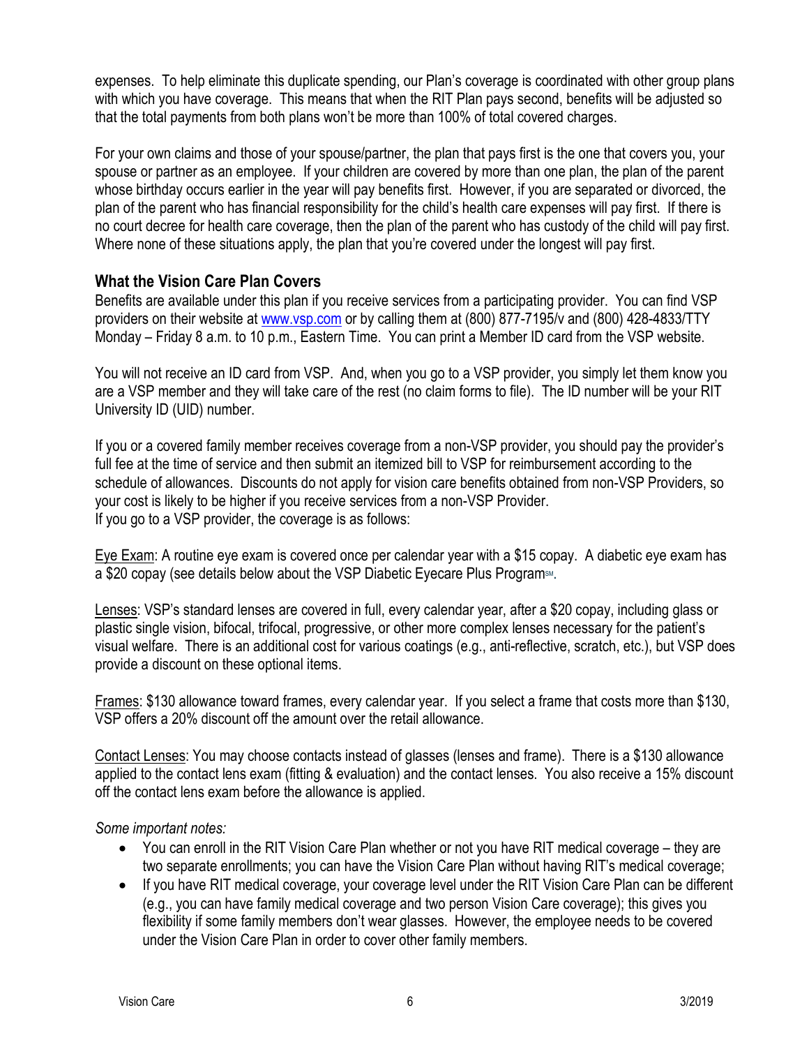expenses. To help eliminate this duplicate spending, our Plan's coverage is coordinated with other group plans with which you have coverage. This means that when the RIT Plan pays second, benefits will be adjusted so that the total payments from both plans won't be more than 100% of total covered charges.

For your own claims and those of your spouse/partner, the plan that pays first is the one that covers you, your spouse or partner as an employee. If your children are covered by more than one plan, the plan of the parent whose birthday occurs earlier in the year will pay benefits first. However, if you are separated or divorced, the plan of the parent who has financial responsibility for the child's health care expenses will pay first. If there is no court decree for health care coverage, then the plan of the parent who has custody of the child will pay first. Where none of these situations apply, the plan that you're covered under the longest will pay first.

## What the Vision Care Plan Covers

Benefits are available under this plan if you receive services from a participating provider. You can find VSP providers on their website at [www.vsp.com](http://www.vsp.com) or by calling them at (800) 877-7195/v and (800) 428-4833/TTY Monday – Friday 8 a.m. to 10 p.m., Eastern Time. You can print a Member ID card from the VSP website.

You will not receive an ID card from VSP. And, when you go to a VSP provider, you simply let them know you are a VSP member and they will take care of the rest (no claim forms to file). The ID number will be your RIT University ID (UID) number.

If you or a covered family member receives coverage from a non-VSP provider, you should pay the provider's full fee at the time of service and then submit an itemized bill to VSP for reimbursement according to the schedule of allowances. Discounts do not apply for vision care benefits obtained from non-VSP Providers, so your cost is likely to be higher if you receive services from a non-VSP Provider.
If you go to a VSP provider, the coverage is as follows:

Eye Exam: A routine eye exam is covered once per calendar year with a $15 copay. A diabetic eye exam has a $20 copay (see details below about the VSP Diabetic Eyecare Plus Program℠.

Lenses: VSP's standard lenses are covered in full, every calendar year, after a $20 copay, including glass or plastic single vision, bifocal, trifocal, progressive, or other more complex lenses necessary for the patient's visual welfare. There is an additional cost for various coatings (e.g., anti-reflective, scratch, etc.), but VSP does provide a discount on these optional items.

Frames: $130 allowance toward frames, every calendar year. If you select a frame that costs more than $130, VSP offers a 20% discount off the amount over the retail allowance.

Contact Lenses: You may choose contacts instead of glasses (lenses and frame). There is a $130 allowance applied to the contact lens exam (fitting & evaluation) and the contact lenses. You also receive a 15% discount off the contact lens exam before the allowance is applied.

*Some important notes:*

- You can enroll in the RIT Vision Care Plan whether or not you have RIT medical coverage – they are two separate enrollments; you can have the Vision Care Plan without having RIT's medical coverage;
- If you have RIT medical coverage, your coverage level under the RIT Vision Care Plan can be different (e.g., you can have family medical coverage and two person Vision Care coverage); this gives you flexibility if some family members don't wear glasses. However, the employee needs to be covered under the Vision Care Plan in order to cover other family members.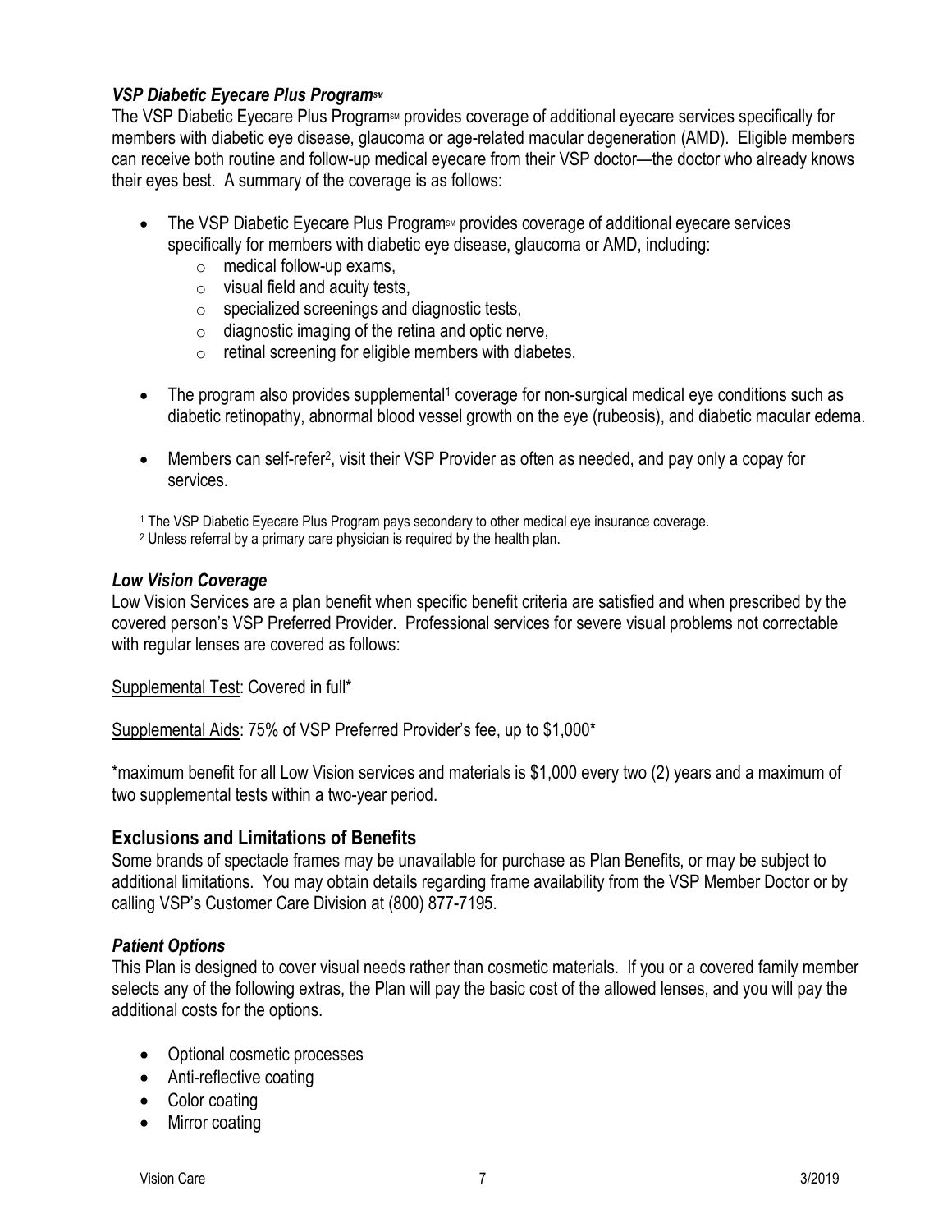### *VSP Diabetic Eyecare Plus Program℠*

The VSP Diabetic Eyecare Plus Program℠ provides coverage of additional eyecare services specifically for members with diabetic eye disease, glaucoma or age-related macular degeneration (AMD). Eligible members can receive both routine and follow-up medical eyecare from their VSP doctor—the doctor who already knows their eyes best. A summary of the coverage is as follows:

- The VSP Diabetic Eyecare Plus Program℠ provides coverage of additional eyecare services specifically for members with diabetic eye disease, glaucoma or AMD, including:
  - medical follow-up exams,
  - visual field and acuity tests,
  - specialized screenings and diagnostic tests,
  - diagnostic imaging of the retina and optic nerve,
  - retinal screening for eligible members with diabetes.
- The program also provides supplemental[1] coverage for non-surgical medical eye conditions such as diabetic retinopathy, abnormal blood vessel growth on the eye (rubeosis), and diabetic macular edema.
- Members can self-refer[2], visit their VSP Provider as often as needed, and pay only a copay for services.

[1] The VSP Diabetic Eyecare Plus Program pays secondary to other medical eye insurance coverage.
[2] Unless referral by a primary care physician is required by the health plan.

### *Low Vision Coverage*

Low Vision Services are a plan benefit when specific benefit criteria are satisfied and when prescribed by the covered person's VSP Preferred Provider. Professional services for severe visual problems not correctable with regular lenses are covered as follows:

<u>Supplemental Test</u>: Covered in full*

<u>Supplemental Aids</u>: 75% of VSP Preferred Provider's fee, up to $1,000*

*maximum benefit for all Low Vision services and materials is $1,000 every two (2) years and a maximum of two supplemental tests within a two-year period.

## Exclusions and Limitations of Benefits

Some brands of spectacle frames may be unavailable for purchase as Plan Benefits, or may be subject to additional limitations. You may obtain details regarding frame availability from the VSP Member Doctor or by calling VSP's Customer Care Division at (800) 877-7195.

### *Patient Options*

This Plan is designed to cover visual needs rather than cosmetic materials. If you or a covered family member selects any of the following extras, the Plan will pay the basic cost of the allowed lenses, and you will pay the additional costs for the options.

- Optional cosmetic processes
- Anti-reflective coating
- Color coating
- Mirror coating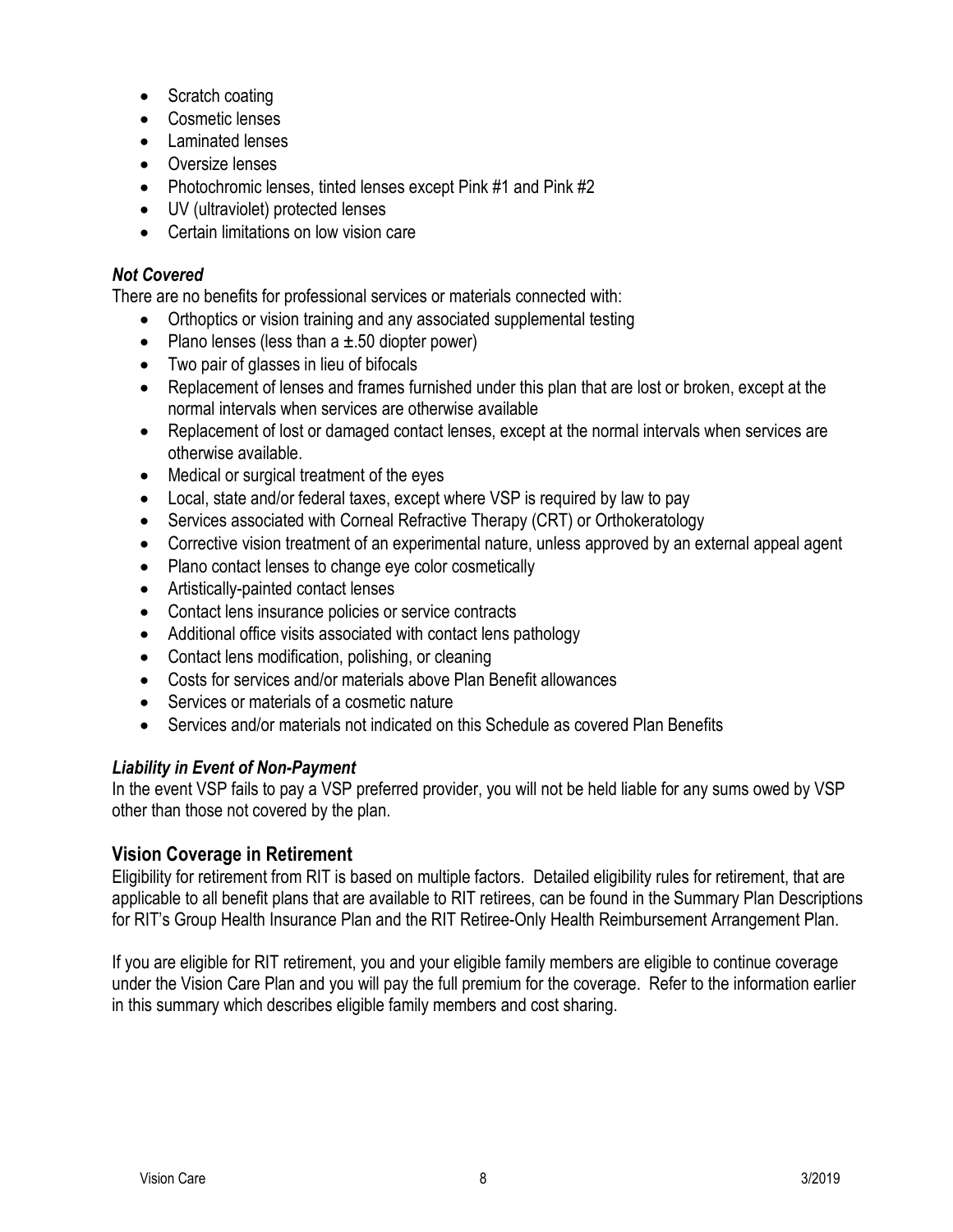- Scratch coating
- Cosmetic lenses
- Laminated lenses
- Oversize lenses
- Photochromic lenses, tinted lenses except Pink #1 and Pink #2
- UV (ultraviolet) protected lenses
- Certain limitations on low vision care

### *Not Covered*

There are no benefits for professional services or materials connected with:

- Orthoptics or vision training and any associated supplemental testing
- Plano lenses (less than a ±.50 diopter power)
- Two pair of glasses in lieu of bifocals
- Replacement of lenses and frames furnished under this plan that are lost or broken, except at the normal intervals when services are otherwise available
- Replacement of lost or damaged contact lenses, except at the normal intervals when services are otherwise available.
- Medical or surgical treatment of the eyes
- Local, state and/or federal taxes, except where VSP is required by law to pay
- Services associated with Corneal Refractive Therapy (CRT) or Orthokeratology
- Corrective vision treatment of an experimental nature, unless approved by an external appeal agent
- Plano contact lenses to change eye color cosmetically
- Artistically-painted contact lenses
- Contact lens insurance policies or service contracts
- Additional office visits associated with contact lens pathology
- Contact lens modification, polishing, or cleaning
- Costs for services and/or materials above Plan Benefit allowances
- Services or materials of a cosmetic nature
- Services and/or materials not indicated on this Schedule as covered Plan Benefits

### *Liability in Event of Non-Payment*

In the event VSP fails to pay a VSP preferred provider, you will not be held liable for any sums owed by VSP other than those not covered by the plan.

## Vision Coverage in Retirement

Eligibility for retirement from RIT is based on multiple factors. Detailed eligibility rules for retirement, that are applicable to all benefit plans that are available to RIT retirees, can be found in the Summary Plan Descriptions for RIT's Group Health Insurance Plan and the RIT Retiree-Only Health Reimbursement Arrangement Plan.

If you are eligible for RIT retirement, you and your eligible family members are eligible to continue coverage under the Vision Care Plan and you will pay the full premium for the coverage. Refer to the information earlier in this summary which describes eligible family members and cost sharing.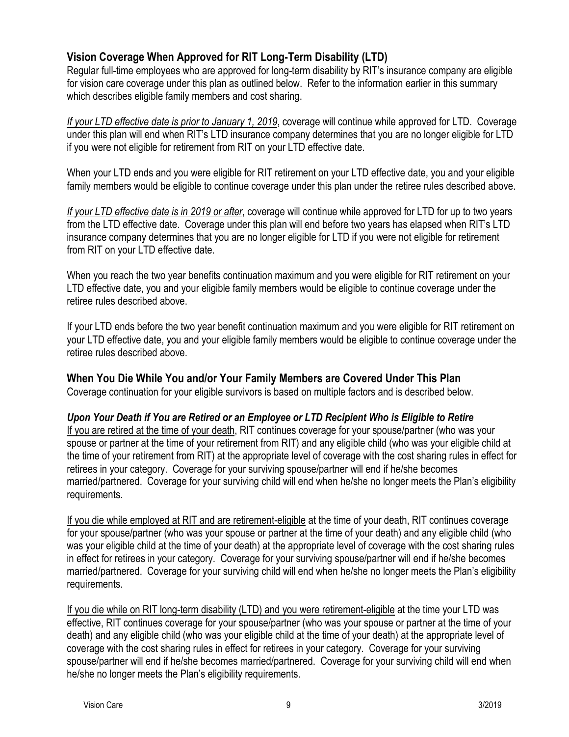## Vision Coverage When Approved for RIT Long-Term Disability (LTD)

Regular full-time employees who are approved for long-term disability by RIT's insurance company are eligible for vision care coverage under this plan as outlined below. Refer to the information earlier in this summary which describes eligible family members and cost sharing.

*If your LTD effective date is prior to January 1, 2019*, coverage will continue while approved for LTD. Coverage under this plan will end when RIT's LTD insurance company determines that you are no longer eligible for LTD if you were not eligible for retirement from RIT on your LTD effective date.

When your LTD ends and you were eligible for RIT retirement on your LTD effective date, you and your eligible family members would be eligible to continue coverage under this plan under the retiree rules described above.

*If your LTD effective date is in 2019 or after*, coverage will continue while approved for LTD for up to two years from the LTD effective date. Coverage under this plan will end before two years has elapsed when RIT's LTD insurance company determines that you are no longer eligible for LTD if you were not eligible for retirement from RIT on your LTD effective date.

When you reach the two year benefits continuation maximum and you were eligible for RIT retirement on your LTD effective date, you and your eligible family members would be eligible to continue coverage under the retiree rules described above.

If your LTD ends before the two year benefit continuation maximum and you were eligible for RIT retirement on your LTD effective date, you and your eligible family members would be eligible to continue coverage under the retiree rules described above.

## When You Die While You and/or Your Family Members are Covered Under This Plan

Coverage continuation for your eligible survivors is based on multiple factors and is described below.

### *Upon Your Death if You are Retired or an Employee or LTD Recipient Who is Eligible to Retire*

If you are retired at the time of your death, RIT continues coverage for your spouse/partner (who was your spouse or partner at the time of your retirement from RIT) and any eligible child (who was your eligible child at the time of your retirement from RIT) at the appropriate level of coverage with the cost sharing rules in effect for retirees in your category. Coverage for your surviving spouse/partner will end if he/she becomes married/partnered. Coverage for your surviving child will end when he/she no longer meets the Plan's eligibility requirements.

If you die while employed at RIT and are retirement-eligible at the time of your death, RIT continues coverage for your spouse/partner (who was your spouse or partner at the time of your death) and any eligible child (who was your eligible child at the time of your death) at the appropriate level of coverage with the cost sharing rules in effect for retirees in your category. Coverage for your surviving spouse/partner will end if he/she becomes married/partnered. Coverage for your surviving child will end when he/she no longer meets the Plan's eligibility requirements.

If you die while on RIT long-term disability (LTD) and you were retirement-eligible at the time your LTD was effective, RIT continues coverage for your spouse/partner (who was your spouse or partner at the time of your death) and any eligible child (who was your eligible child at the time of your death) at the appropriate level of coverage with the cost sharing rules in effect for retirees in your category. Coverage for your surviving spouse/partner will end if he/she becomes married/partnered. Coverage for your surviving child will end when he/she no longer meets the Plan's eligibility requirements.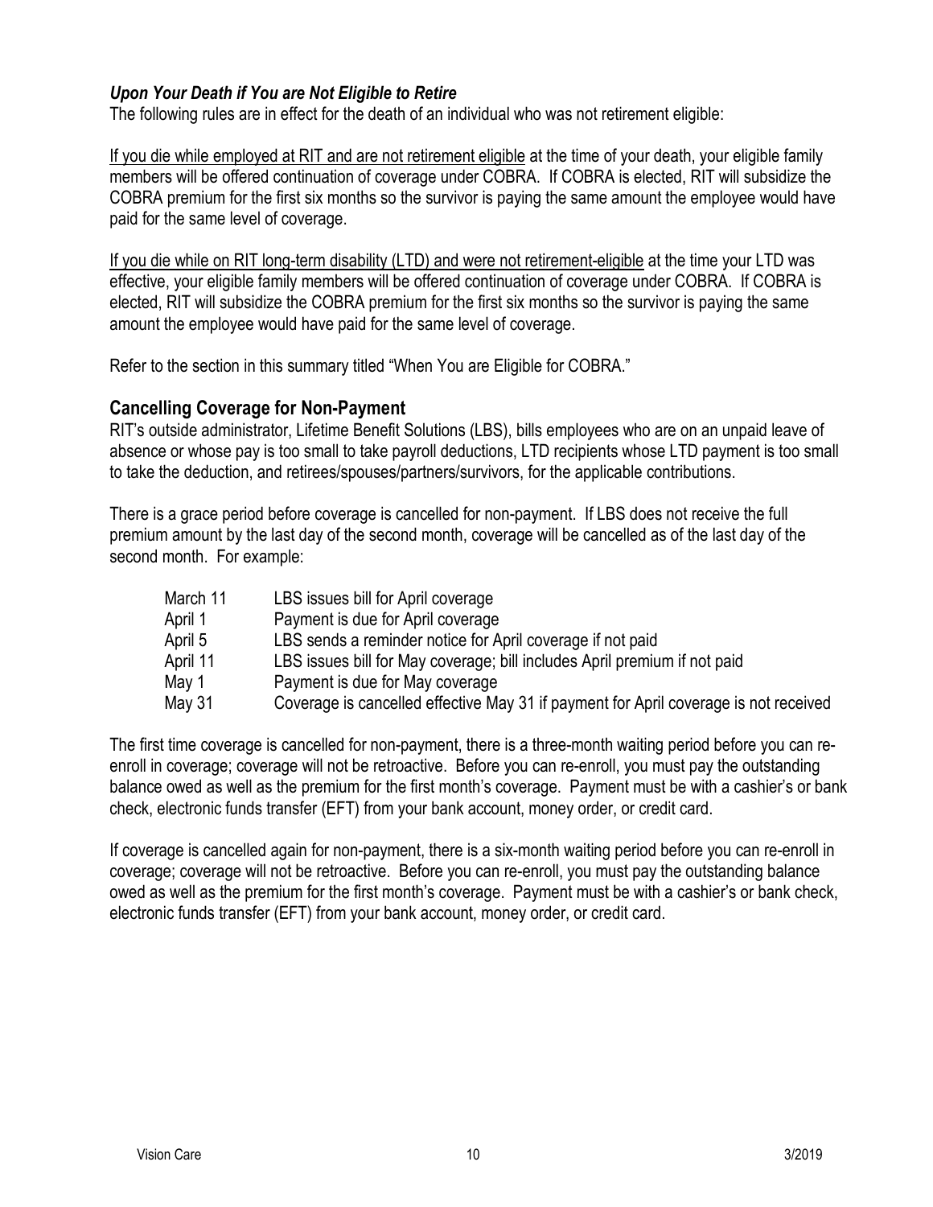### *Upon Your Death if You are Not Eligible to Retire*

The following rules are in effect for the death of an individual who was not retirement eligible:

<u>If you die while employed at RIT and are not retirement eligible</u> at the time of your death, your eligible family members will be offered continuation of coverage under COBRA. If COBRA is elected, RIT will subsidize the COBRA premium for the first six months so the survivor is paying the same amount the employee would have paid for the same level of coverage.

<u>If you die while on RIT long-term disability (LTD) and were not retirement-eligible</u> at the time your LTD was effective, your eligible family members will be offered continuation of coverage under COBRA. If COBRA is elected, RIT will subsidize the COBRA premium for the first six months so the survivor is paying the same amount the employee would have paid for the same level of coverage.

Refer to the section in this summary titled "When You are Eligible for COBRA."

## Cancelling Coverage for Non-Payment

RIT's outside administrator, Lifetime Benefit Solutions (LBS), bills employees who are on an unpaid leave of absence or whose pay is too small to take payroll deductions, LTD recipients whose LTD payment is too small to take the deduction, and retirees/spouses/partners/survivors, for the applicable contributions.

There is a grace period before coverage is cancelled for non-payment. If LBS does not receive the full premium amount by the last day of the second month, coverage will be cancelled as of the last day of the second month. For example:

| | |
|---|---|
| March 11 | LBS issues bill for April coverage |
| April 1 | Payment is due for April coverage |
| April 5 | LBS sends a reminder notice for April coverage if not paid |
| April 11 | LBS issues bill for May coverage; bill includes April premium if not paid |
| May 1 | Payment is due for May coverage |
| May 31 | Coverage is cancelled effective May 31 if payment for April coverage is not received |

The first time coverage is cancelled for non-payment, there is a three-month waiting period before you can re-enroll in coverage; coverage will not be retroactive. Before you can re-enroll, you must pay the outstanding balance owed as well as the premium for the first month's coverage. Payment must be with a cashier's or bank check, electronic funds transfer (EFT) from your bank account, money order, or credit card.

If coverage is cancelled again for non-payment, there is a six-month waiting period before you can re-enroll in coverage; coverage will not be retroactive. Before you can re-enroll, you must pay the outstanding balance owed as well as the premium for the first month's coverage. Payment must be with a cashier's or bank check, electronic funds transfer (EFT) from your bank account, money order, or credit card.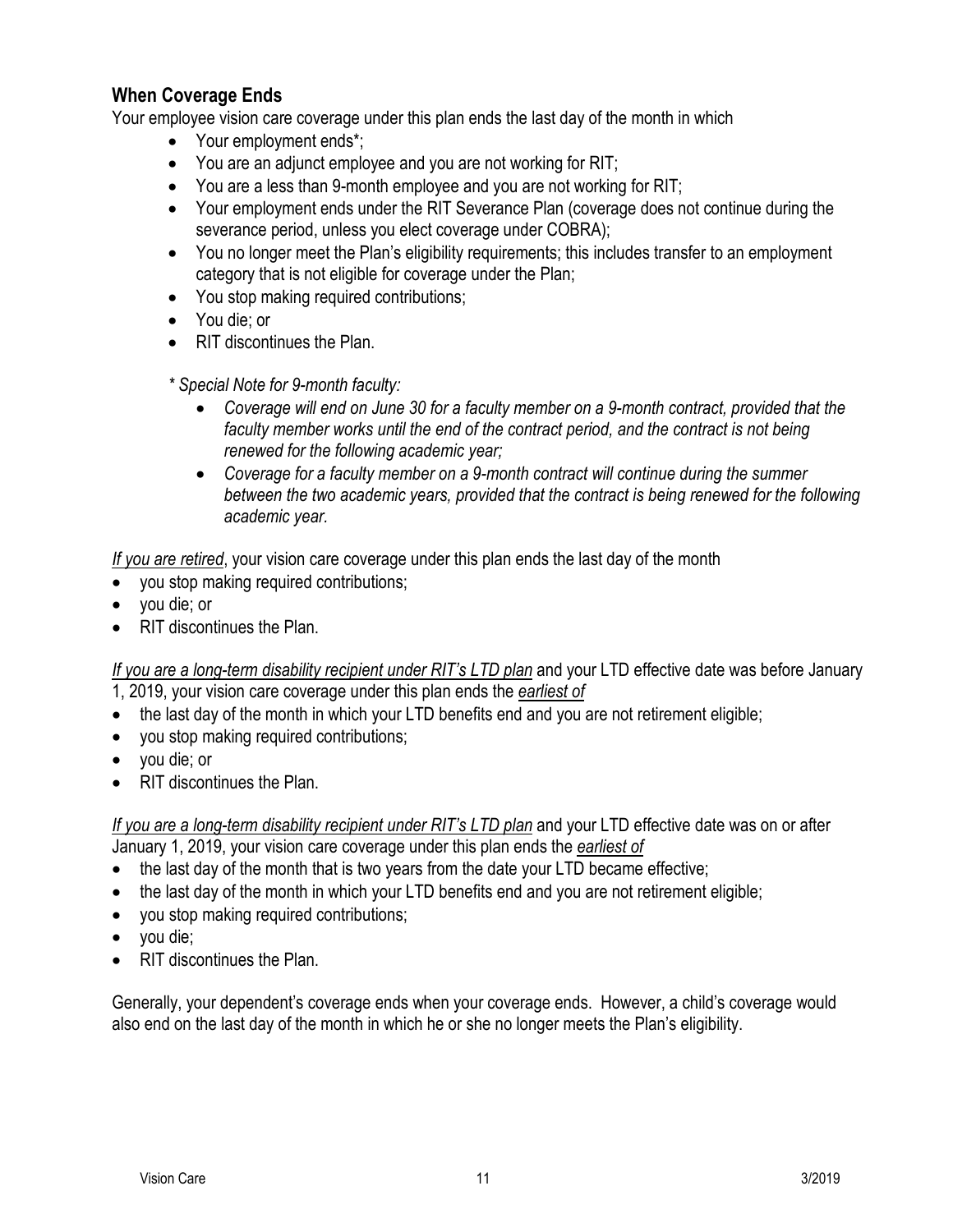## When Coverage Ends

Your employee vision care coverage under this plan ends the last day of the month in which

- Your employment ends*;
- You are an adjunct employee and you are not working for RIT;
- You are a less than 9-month employee and you are not working for RIT;
- Your employment ends under the RIT Severance Plan (coverage does not continue during the severance period, unless you elect coverage under COBRA);
- You no longer meet the Plan's eligibility requirements; this includes transfer to an employment category that is not eligible for coverage under the Plan;
- You stop making required contributions;
- You die; or
- RIT discontinues the Plan.

*\* Special Note for 9-month faculty:*

- *Coverage will end on June 30 for a faculty member on a 9-month contract, provided that the faculty member works until the end of the contract period, and the contract is not being renewed for the following academic year;*
- *Coverage for a faculty member on a 9-month contract will continue during the summer between the two academic years, provided that the contract is being renewed for the following academic year.*

<u>*If you are retired*</u>, your vision care coverage under this plan ends the last day of the month

- you stop making required contributions;
- you die; or
- RIT discontinues the Plan.

<u>*If you are a long-term disability recipient under RIT's LTD plan*</u> and your LTD effective date was before January 1, 2019, your vision care coverage under this plan ends the <u>*earliest of*</u>

- the last day of the month in which your LTD benefits end and you are not retirement eligible;
- you stop making required contributions;
- you die; or
- RIT discontinues the Plan.

<u>*If you are a long-term disability recipient under RIT's LTD plan*</u> and your LTD effective date was on or after January 1, 2019, your vision care coverage under this plan ends the <u>*earliest of*</u>

- the last day of the month that is two years from the date your LTD became effective;
- the last day of the month in which your LTD benefits end and you are not retirement eligible;
- you stop making required contributions;
- you die;
- RIT discontinues the Plan.

Generally, your dependent's coverage ends when your coverage ends. However, a child's coverage would also end on the last day of the month in which he or she no longer meets the Plan's eligibility.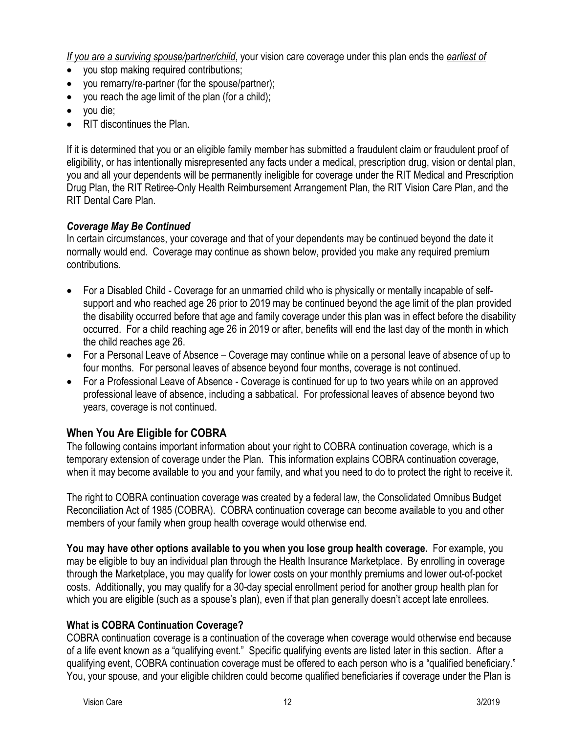*<u>If you are a surviving spouse/partner/child</u>*, your vision care coverage under this plan ends the *<u>earliest of</u>*

- you stop making required contributions;
- you remarry/re-partner (for the spouse/partner);
- you reach the age limit of the plan (for a child);
- you die;
- RIT discontinues the Plan.

If it is determined that you or an eligible family member has submitted a fraudulent claim or fraudulent proof of eligibility, or has intentionally misrepresented any facts under a medical, prescription drug, vision or dental plan, you and all your dependents will be permanently ineligible for coverage under the RIT Medical and Prescription Drug Plan, the RIT Retiree-Only Health Reimbursement Arrangement Plan, the RIT Vision Care Plan, and the RIT Dental Care Plan.

***Coverage May Be Continued***

In certain circumstances, your coverage and that of your dependents may be continued beyond the date it normally would end. Coverage may continue as shown below, provided you make any required premium contributions.

- For a Disabled Child - Coverage for an unmarried child who is physically or mentally incapable of self-support and who reached age 26 prior to 2019 may be continued beyond the age limit of the plan provided the disability occurred before that age and family coverage under this plan was in effect before the disability occurred. For a child reaching age 26 in 2019 or after, benefits will end the last day of the month in which the child reaches age 26.
- For a Personal Leave of Absence – Coverage may continue while on a personal leave of absence of up to four months. For personal leaves of absence beyond four months, coverage is not continued.
- For a Professional Leave of Absence - Coverage is continued for up to two years while on an approved professional leave of absence, including a sabbatical. For professional leaves of absence beyond two years, coverage is not continued.

## When You Are Eligible for COBRA

The following contains important information about your right to COBRA continuation coverage, which is a temporary extension of coverage under the Plan. This information explains COBRA continuation coverage, when it may become available to you and your family, and what you need to do to protect the right to receive it.

The right to COBRA continuation coverage was created by a federal law, the Consolidated Omnibus Budget Reconciliation Act of 1985 (COBRA). COBRA continuation coverage can become available to you and other members of your family when group health coverage would otherwise end.

**You may have other options available to you when you lose group health coverage.** For example, you may be eligible to buy an individual plan through the Health Insurance Marketplace. By enrolling in coverage through the Marketplace, you may qualify for lower costs on your monthly premiums and lower out-of-pocket costs. Additionally, you may qualify for a 30-day special enrollment period for another group health plan for which you are eligible (such as a spouse's plan), even if that plan generally doesn't accept late enrollees.

### What is COBRA Continuation Coverage?

COBRA continuation coverage is a continuation of the coverage when coverage would otherwise end because of a life event known as a "qualifying event." Specific qualifying events are listed later in this section. After a qualifying event, COBRA continuation coverage must be offered to each person who is a "qualified beneficiary." You, your spouse, and your eligible children could become qualified beneficiaries if coverage under the Plan is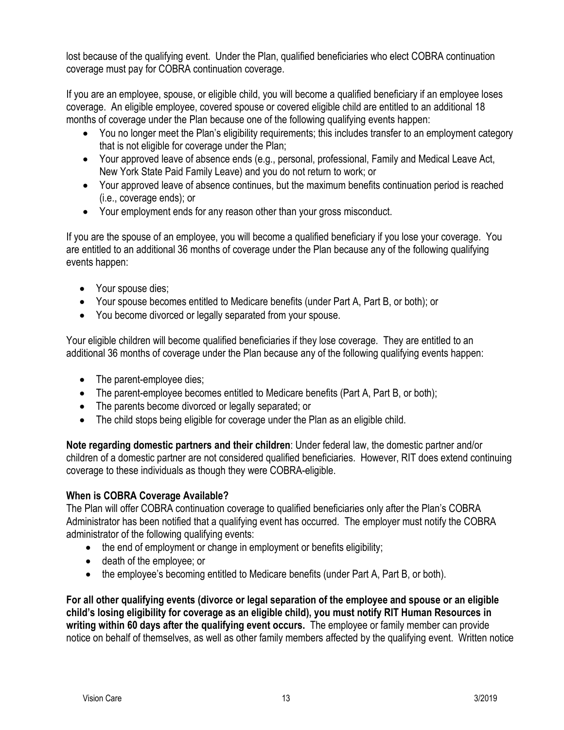lost because of the qualifying event. Under the Plan, qualified beneficiaries who elect COBRA continuation coverage must pay for COBRA continuation coverage.

If you are an employee, spouse, or eligible child, you will become a qualified beneficiary if an employee loses coverage. An eligible employee, covered spouse or covered eligible child are entitled to an additional 18 months of coverage under the Plan because one of the following qualifying events happen:

- You no longer meet the Plan's eligibility requirements; this includes transfer to an employment category that is not eligible for coverage under the Plan;
- Your approved leave of absence ends (e.g., personal, professional, Family and Medical Leave Act, New York State Paid Family Leave) and you do not return to work; or
- Your approved leave of absence continues, but the maximum benefits continuation period is reached (i.e., coverage ends); or
- Your employment ends for any reason other than your gross misconduct.

If you are the spouse of an employee, you will become a qualified beneficiary if you lose your coverage. You are entitled to an additional 36 months of coverage under the Plan because any of the following qualifying events happen:

- Your spouse dies;
- Your spouse becomes entitled to Medicare benefits (under Part A, Part B, or both); or
- You become divorced or legally separated from your spouse.

Your eligible children will become qualified beneficiaries if they lose coverage. They are entitled to an additional 36 months of coverage under the Plan because any of the following qualifying events happen:

- The parent-employee dies;
- The parent-employee becomes entitled to Medicare benefits (Part A, Part B, or both);
- The parents become divorced or legally separated; or
- The child stops being eligible for coverage under the Plan as an eligible child.

**Note regarding domestic partners and their children**: Under federal law, the domestic partner and/or children of a domestic partner are not considered qualified beneficiaries. However, RIT does extend continuing coverage to these individuals as though they were COBRA-eligible.

**When is COBRA Coverage Available?**

The Plan will offer COBRA continuation coverage to qualified beneficiaries only after the Plan's COBRA Administrator has been notified that a qualifying event has occurred. The employer must notify the COBRA administrator of the following qualifying events:

- the end of employment or change in employment or benefits eligibility;
- death of the employee; or
- the employee's becoming entitled to Medicare benefits (under Part A, Part B, or both).

**For all other qualifying events (divorce or legal separation of the employee and spouse or an eligible child's losing eligibility for coverage as an eligible child), you must notify RIT Human Resources in writing within 60 days after the qualifying event occurs.** The employee or family member can provide notice on behalf of themselves, as well as other family members affected by the qualifying event. Written notice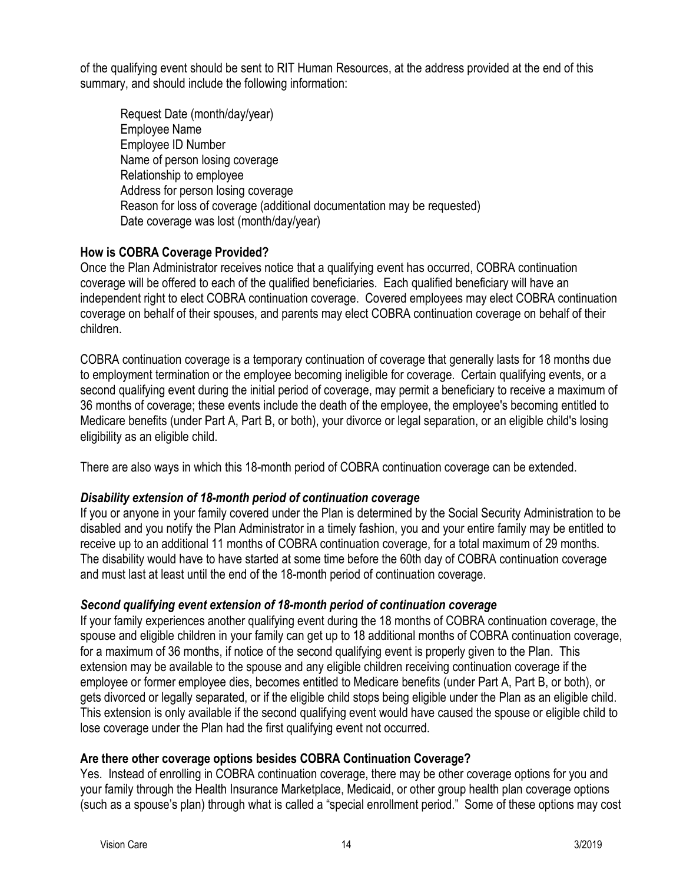of the qualifying event should be sent to RIT Human Resources, at the address provided at the end of this summary, and should include the following information:

Request Date (month/day/year)
Employee Name
Employee ID Number
Name of person losing coverage
Relationship to employee
Address for person losing coverage
Reason for loss of coverage (additional documentation may be requested)
Date coverage was lost (month/day/year)

**How is COBRA Coverage Provided?**

Once the Plan Administrator receives notice that a qualifying event has occurred, COBRA continuation coverage will be offered to each of the qualified beneficiaries. Each qualified beneficiary will have an independent right to elect COBRA continuation coverage. Covered employees may elect COBRA continuation coverage on behalf of their spouses, and parents may elect COBRA continuation coverage on behalf of their children.

COBRA continuation coverage is a temporary continuation of coverage that generally lasts for 18 months due to employment termination or the employee becoming ineligible for coverage. Certain qualifying events, or a second qualifying event during the initial period of coverage, may permit a beneficiary to receive a maximum of 36 months of coverage; these events include the death of the employee, the employee's becoming entitled to Medicare benefits (under Part A, Part B, or both), your divorce or legal separation, or an eligible child's losing eligibility as an eligible child.

There are also ways in which this 18-month period of COBRA continuation coverage can be extended.

***Disability extension of 18-month period of continuation coverage***

If you or anyone in your family covered under the Plan is determined by the Social Security Administration to be disabled and you notify the Plan Administrator in a timely fashion, you and your entire family may be entitled to receive up to an additional 11 months of COBRA continuation coverage, for a total maximum of 29 months. The disability would have to have started at some time before the 60th day of COBRA continuation coverage and must last at least until the end of the 18-month period of continuation coverage.

***Second qualifying event extension of 18-month period of continuation coverage***

If your family experiences another qualifying event during the 18 months of COBRA continuation coverage, the spouse and eligible children in your family can get up to 18 additional months of COBRA continuation coverage, for a maximum of 36 months, if notice of the second qualifying event is properly given to the Plan. This extension may be available to the spouse and any eligible children receiving continuation coverage if the employee or former employee dies, becomes entitled to Medicare benefits (under Part A, Part B, or both), or gets divorced or legally separated, or if the eligible child stops being eligible under the Plan as an eligible child. This extension is only available if the second qualifying event would have caused the spouse or eligible child to lose coverage under the Plan had the first qualifying event not occurred.

**Are there other coverage options besides COBRA Continuation Coverage?**

Yes. Instead of enrolling in COBRA continuation coverage, there may be other coverage options for you and your family through the Health Insurance Marketplace, Medicaid, or other group health plan coverage options (such as a spouse's plan) through what is called a "special enrollment period." Some of these options may cost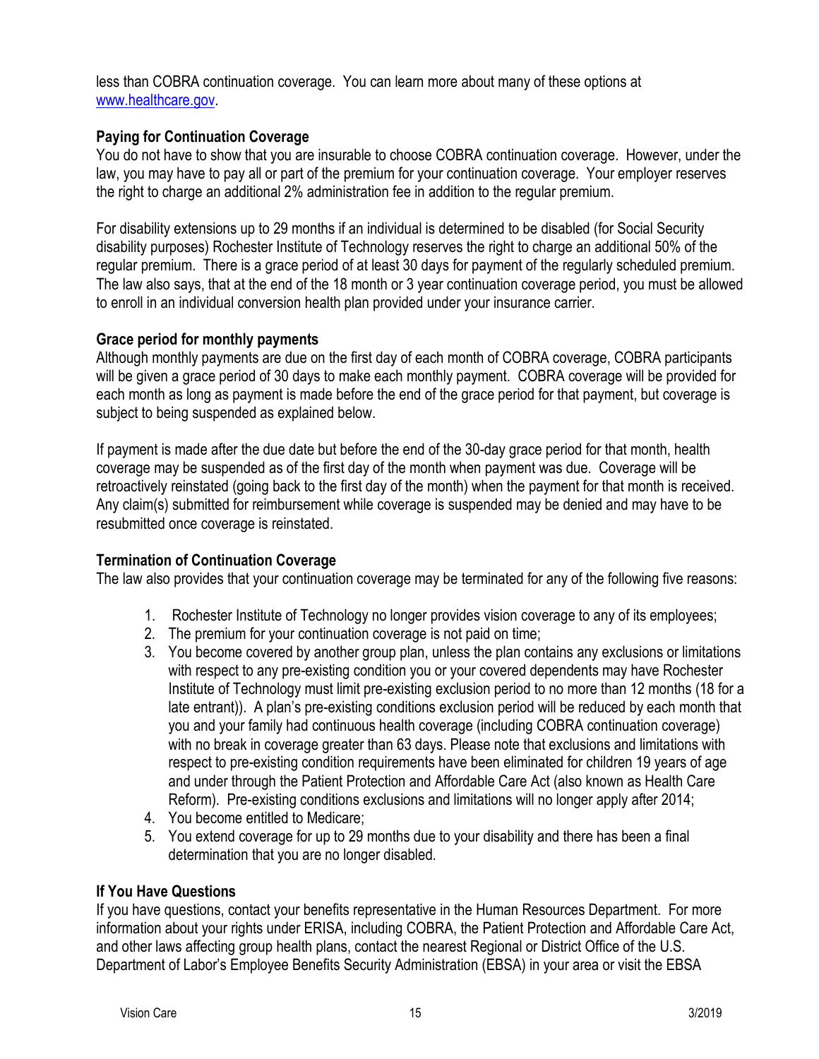less than COBRA continuation coverage. You can learn more about many of these options at www.healthcare.gov.

**Paying for Continuation Coverage**

You do not have to show that you are insurable to choose COBRA continuation coverage. However, under the law, you may have to pay all or part of the premium for your continuation coverage. Your employer reserves the right to charge an additional 2% administration fee in addition to the regular premium.

For disability extensions up to 29 months if an individual is determined to be disabled (for Social Security disability purposes) Rochester Institute of Technology reserves the right to charge an additional 50% of the regular premium. There is a grace period of at least 30 days for payment of the regularly scheduled premium. The law also says, that at the end of the 18 month or 3 year continuation coverage period, you must be allowed to enroll in an individual conversion health plan provided under your insurance carrier.

**Grace period for monthly payments**

Although monthly payments are due on the first day of each month of COBRA coverage, COBRA participants will be given a grace period of 30 days to make each monthly payment. COBRA coverage will be provided for each month as long as payment is made before the end of the grace period for that payment, but coverage is subject to being suspended as explained below.

If payment is made after the due date but before the end of the 30-day grace period for that month, health coverage may be suspended as of the first day of the month when payment was due. Coverage will be retroactively reinstated (going back to the first day of the month) when the payment for that month is received. Any claim(s) submitted for reimbursement while coverage is suspended may be denied and may have to be resubmitted once coverage is reinstated.

**Termination of Continuation Coverage**

The law also provides that your continuation coverage may be terminated for any of the following five reasons:

1. Rochester Institute of Technology no longer provides vision coverage to any of its employees;
2. The premium for your continuation coverage is not paid on time;
3. You become covered by another group plan, unless the plan contains any exclusions or limitations with respect to any pre-existing condition you or your covered dependents may have Rochester Institute of Technology must limit pre-existing exclusion period to no more than 12 months (18 for a late entrant)). A plan's pre-existing conditions exclusion period will be reduced by each month that you and your family had continuous health coverage (including COBRA continuation coverage) with no break in coverage greater than 63 days. Please note that exclusions and limitations with respect to pre-existing condition requirements have been eliminated for children 19 years of age and under through the Patient Protection and Affordable Care Act (also known as Health Care Reform). Pre-existing conditions exclusions and limitations will no longer apply after 2014;
4. You become entitled to Medicare;
5. You extend coverage for up to 29 months due to your disability and there has been a final determination that you are no longer disabled.

**If You Have Questions**

If you have questions, contact your benefits representative in the Human Resources Department. For more information about your rights under ERISA, including COBRA, the Patient Protection and Affordable Care Act, and other laws affecting group health plans, contact the nearest Regional or District Office of the U.S. Department of Labor's Employee Benefits Security Administration (EBSA) in your area or visit the EBSA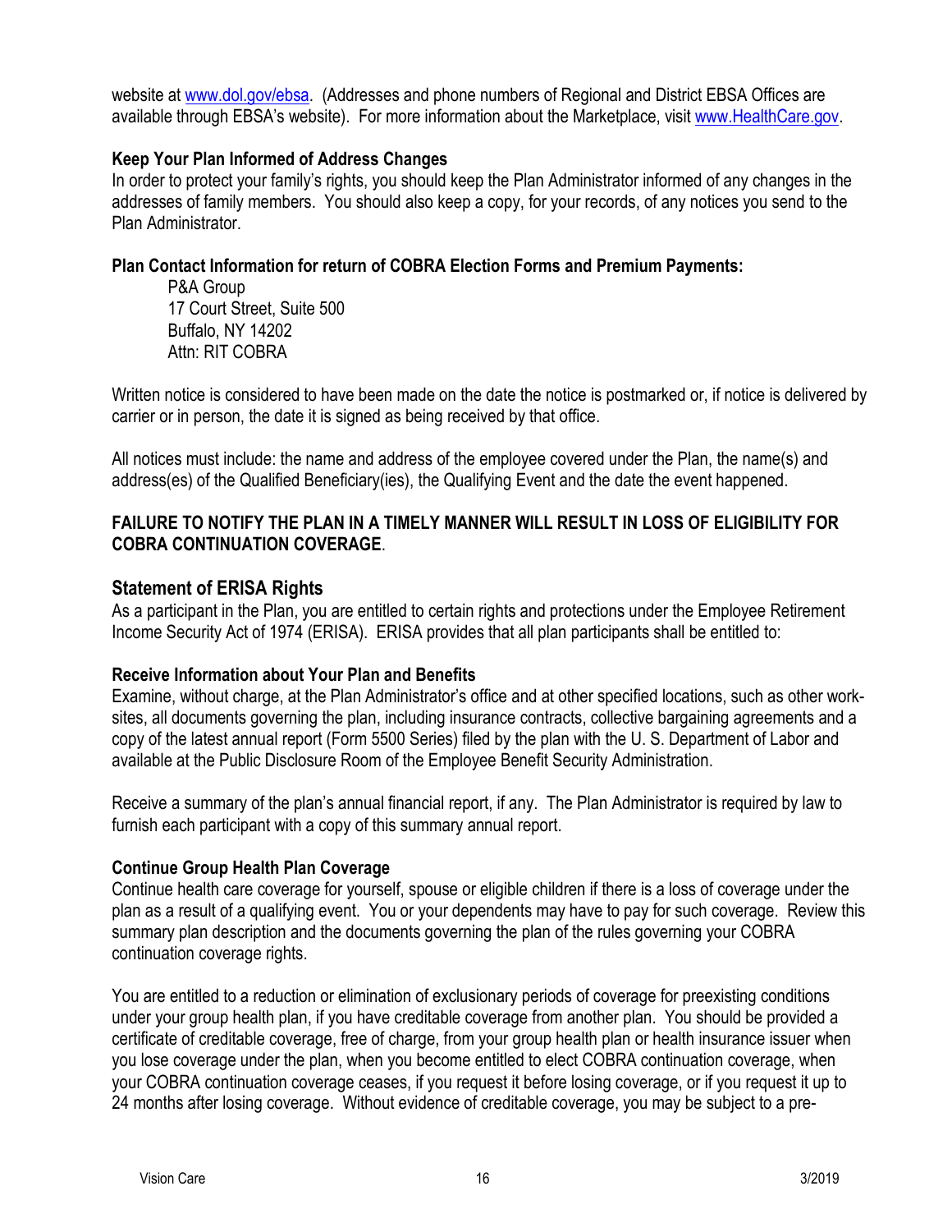website at [www.dol.gov/ebsa](http://www.dol.gov/ebsa). (Addresses and phone numbers of Regional and District EBSA Offices are available through EBSA's website). For more information about the Marketplace, visit [www.HealthCare.gov](http://www.HealthCare.gov).

**Keep Your Plan Informed of Address Changes**

In order to protect your family's rights, you should keep the Plan Administrator informed of any changes in the addresses of family members. You should also keep a copy, for your records, of any notices you send to the Plan Administrator.

**Plan Contact Information for return of COBRA Election Forms and Premium Payments:**

P&A Group
17 Court Street, Suite 500
Buffalo, NY 14202
Attn: RIT COBRA

Written notice is considered to have been made on the date the notice is postmarked or, if notice is delivered by carrier or in person, the date it is signed as being received by that office.

All notices must include: the name and address of the employee covered under the Plan, the name(s) and address(es) of the Qualified Beneficiary(ies), the Qualifying Event and the date the event happened.

**FAILURE TO NOTIFY THE PLAN IN A TIMELY MANNER WILL RESULT IN LOSS OF ELIGIBILITY FOR COBRA CONTINUATION COVERAGE**.

## Statement of ERISA Rights

As a participant in the Plan, you are entitled to certain rights and protections under the Employee Retirement Income Security Act of 1974 (ERISA). ERISA provides that all plan participants shall be entitled to:

**Receive Information about Your Plan and Benefits**

Examine, without charge, at the Plan Administrator's office and at other specified locations, such as other work-sites, all documents governing the plan, including insurance contracts, collective bargaining agreements and a copy of the latest annual report (Form 5500 Series) filed by the plan with the U. S. Department of Labor and available at the Public Disclosure Room of the Employee Benefit Security Administration.

Receive a summary of the plan's annual financial report, if any. The Plan Administrator is required by law to furnish each participant with a copy of this summary annual report.

**Continue Group Health Plan Coverage**

Continue health care coverage for yourself, spouse or eligible children if there is a loss of coverage under the plan as a result of a qualifying event. You or your dependents may have to pay for such coverage. Review this summary plan description and the documents governing the plan of the rules governing your COBRA continuation coverage rights.

You are entitled to a reduction or elimination of exclusionary periods of coverage for preexisting conditions under your group health plan, if you have creditable coverage from another plan. You should be provided a certificate of creditable coverage, free of charge, from your group health plan or health insurance issuer when you lose coverage under the plan, when you become entitled to elect COBRA continuation coverage, when your COBRA continuation coverage ceases, if you request it before losing coverage, or if you request it up to 24 months after losing coverage. Without evidence of creditable coverage, you may be subject to a pre-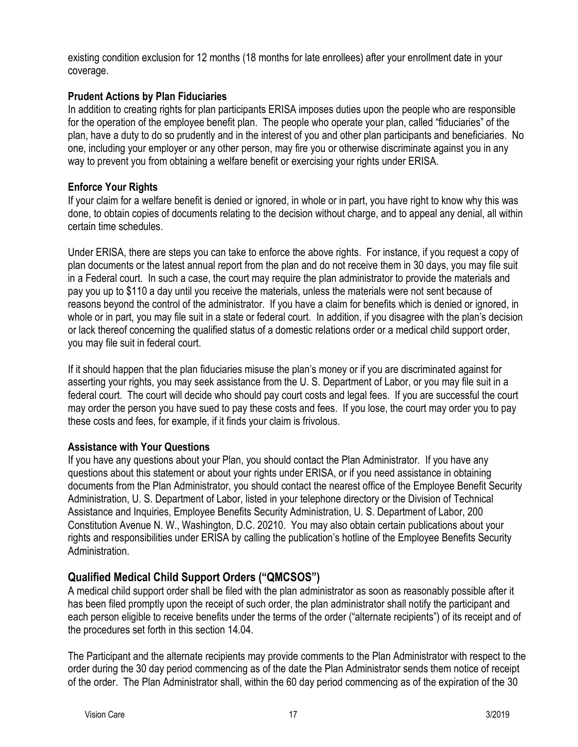existing condition exclusion for 12 months (18 months for late enrollees) after your enrollment date in your coverage.

**Prudent Actions by Plan Fiduciaries**

In addition to creating rights for plan participants ERISA imposes duties upon the people who are responsible for the operation of the employee benefit plan. The people who operate your plan, called "fiduciaries" of the plan, have a duty to do so prudently and in the interest of you and other plan participants and beneficiaries. No one, including your employer or any other person, may fire you or otherwise discriminate against you in any way to prevent you from obtaining a welfare benefit or exercising your rights under ERISA.

**Enforce Your Rights**

If your claim for a welfare benefit is denied or ignored, in whole or in part, you have right to know why this was done, to obtain copies of documents relating to the decision without charge, and to appeal any denial, all within certain time schedules.

Under ERISA, there are steps you can take to enforce the above rights. For instance, if you request a copy of plan documents or the latest annual report from the plan and do not receive them in 30 days, you may file suit in a Federal court. In such a case, the court may require the plan administrator to provide the materials and pay you up to $110 a day until you receive the materials, unless the materials were not sent because of reasons beyond the control of the administrator. If you have a claim for benefits which is denied or ignored, in whole or in part, you may file suit in a state or federal court. In addition, if you disagree with the plan's decision or lack thereof concerning the qualified status of a domestic relations order or a medical child support order, you may file suit in federal court.

If it should happen that the plan fiduciaries misuse the plan's money or if you are discriminated against for asserting your rights, you may seek assistance from the U. S. Department of Labor, or you may file suit in a federal court. The court will decide who should pay court costs and legal fees. If you are successful the court may order the person you have sued to pay these costs and fees. If you lose, the court may order you to pay these costs and fees, for example, if it finds your claim is frivolous.

**Assistance with Your Questions**

If you have any questions about your Plan, you should contact the Plan Administrator. If you have any questions about this statement or about your rights under ERISA, or if you need assistance in obtaining documents from the Plan Administrator, you should contact the nearest office of the Employee Benefit Security Administration, U. S. Department of Labor, listed in your telephone directory or the Division of Technical Assistance and Inquiries, Employee Benefits Security Administration, U. S. Department of Labor, 200 Constitution Avenue N. W., Washington, D.C. 20210. You may also obtain certain publications about your rights and responsibilities under ERISA by calling the publication's hotline of the Employee Benefits Security Administration.

## Qualified Medical Child Support Orders ("QMCSOS")

A medical child support order shall be filed with the plan administrator as soon as reasonably possible after it has been filed promptly upon the receipt of such order, the plan administrator shall notify the participant and each person eligible to receive benefits under the terms of the order ("alternate recipients") of its receipt and of the procedures set forth in this section 14.04.

The Participant and the alternate recipients may provide comments to the Plan Administrator with respect to the order during the 30 day period commencing as of the date the Plan Administrator sends them notice of receipt of the order. The Plan Administrator shall, within the 60 day period commencing as of the expiration of the 30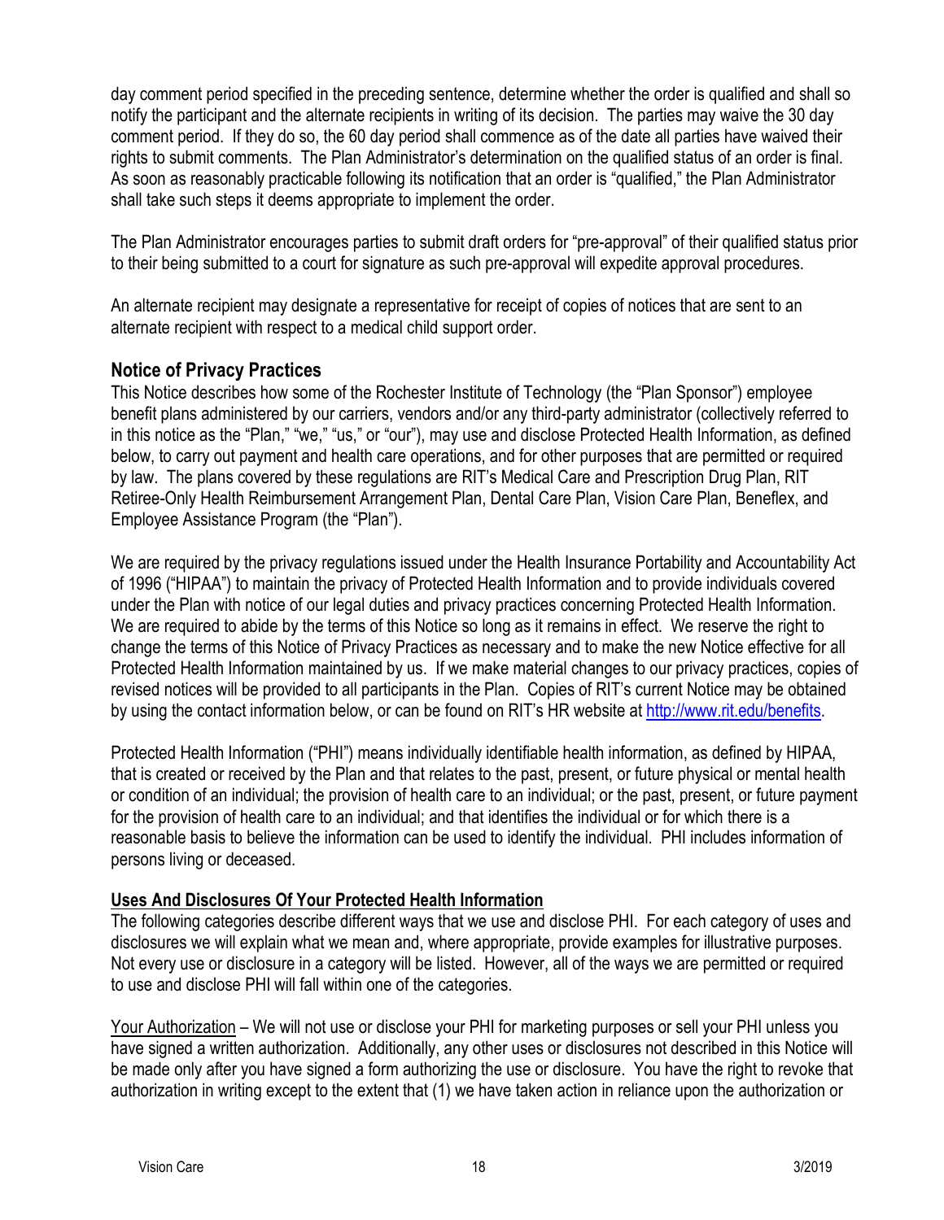day comment period specified in the preceding sentence, determine whether the order is qualified and shall so notify the participant and the alternate recipients in writing of its decision. The parties may waive the 30 day comment period. If they do so, the 60 day period shall commence as of the date all parties have waived their rights to submit comments. The Plan Administrator's determination on the qualified status of an order is final. As soon as reasonably practicable following its notification that an order is "qualified," the Plan Administrator shall take such steps it deems appropriate to implement the order.

The Plan Administrator encourages parties to submit draft orders for "pre-approval" of their qualified status prior to their being submitted to a court for signature as such pre-approval will expedite approval procedures.

An alternate recipient may designate a representative for receipt of copies of notices that are sent to an alternate recipient with respect to a medical child support order.

## Notice of Privacy Practices

This Notice describes how some of the Rochester Institute of Technology (the "Plan Sponsor") employee benefit plans administered by our carriers, vendors and/or any third-party administrator (collectively referred to in this notice as the "Plan," "we," "us," or "our"), may use and disclose Protected Health Information, as defined below, to carry out payment and health care operations, and for other purposes that are permitted or required by law. The plans covered by these regulations are RIT's Medical Care and Prescription Drug Plan, RIT Retiree-Only Health Reimbursement Arrangement Plan, Dental Care Plan, Vision Care Plan, Beneflex, and Employee Assistance Program (the "Plan").

We are required by the privacy regulations issued under the Health Insurance Portability and Accountability Act of 1996 ("HIPAA") to maintain the privacy of Protected Health Information and to provide individuals covered under the Plan with notice of our legal duties and privacy practices concerning Protected Health Information. We are required to abide by the terms of this Notice so long as it remains in effect. We reserve the right to change the terms of this Notice of Privacy Practices as necessary and to make the new Notice effective for all Protected Health Information maintained by us. If we make material changes to our privacy practices, copies of revised notices will be provided to all participants in the Plan. Copies of RIT's current Notice may be obtained by using the contact information below, or can be found on RIT's HR website at http://www.rit.edu/benefits.

Protected Health Information ("PHI") means individually identifiable health information, as defined by HIPAA, that is created or received by the Plan and that relates to the past, present, or future physical or mental health or condition of an individual; the provision of health care to an individual; or the past, present, or future payment for the provision of health care to an individual; and that identifies the individual or for which there is a reasonable basis to believe the information can be used to identify the individual. PHI includes information of persons living or deceased.

**Uses And Disclosures Of Your Protected Health Information**

The following categories describe different ways that we use and disclose PHI. For each category of uses and disclosures we will explain what we mean and, where appropriate, provide examples for illustrative purposes. Not every use or disclosure in a category will be listed. However, all of the ways we are permitted or required to use and disclose PHI will fall within one of the categories.

Your Authorization – We will not use or disclose your PHI for marketing purposes or sell your PHI unless you have signed a written authorization. Additionally, any other uses or disclosures not described in this Notice will be made only after you have signed a form authorizing the use or disclosure. You have the right to revoke that authorization in writing except to the extent that (1) we have taken action in reliance upon the authorization or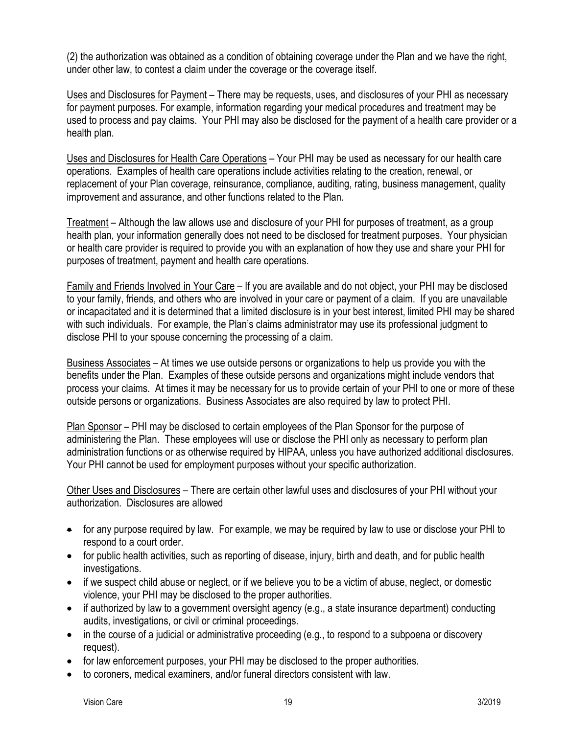(2) the authorization was obtained as a condition of obtaining coverage under the Plan and we have the right, under other law, to contest a claim under the coverage or the coverage itself.

Uses and Disclosures for Payment – There may be requests, uses, and disclosures of your PHI as necessary for payment purposes. For example, information regarding your medical procedures and treatment may be used to process and pay claims. Your PHI may also be disclosed for the payment of a health care provider or a health plan.

Uses and Disclosures for Health Care Operations – Your PHI may be used as necessary for our health care operations. Examples of health care operations include activities relating to the creation, renewal, or replacement of your Plan coverage, reinsurance, compliance, auditing, rating, business management, quality improvement and assurance, and other functions related to the Plan.

Treatment – Although the law allows use and disclosure of your PHI for purposes of treatment, as a group health plan, your information generally does not need to be disclosed for treatment purposes. Your physician or health care provider is required to provide you with an explanation of how they use and share your PHI for purposes of treatment, payment and health care operations.

Family and Friends Involved in Your Care – If you are available and do not object, your PHI may be disclosed to your family, friends, and others who are involved in your care or payment of a claim. If you are unavailable or incapacitated and it is determined that a limited disclosure is in your best interest, limited PHI may be shared with such individuals. For example, the Plan's claims administrator may use its professional judgment to disclose PHI to your spouse concerning the processing of a claim.

Business Associates – At times we use outside persons or organizations to help us provide you with the benefits under the Plan. Examples of these outside persons and organizations might include vendors that process your claims. At times it may be necessary for us to provide certain of your PHI to one or more of these outside persons or organizations. Business Associates are also required by law to protect PHI.

Plan Sponsor – PHI may be disclosed to certain employees of the Plan Sponsor for the purpose of administering the Plan. These employees will use or disclose the PHI only as necessary to perform plan administration functions or as otherwise required by HIPAA, unless you have authorized additional disclosures. Your PHI cannot be used for employment purposes without your specific authorization.

Other Uses and Disclosures – There are certain other lawful uses and disclosures of your PHI without your authorization. Disclosures are allowed

- for any purpose required by law. For example, we may be required by law to use or disclose your PHI to respond to a court order.
- for public health activities, such as reporting of disease, injury, birth and death, and for public health investigations.
- if we suspect child abuse or neglect, or if we believe you to be a victim of abuse, neglect, or domestic violence, your PHI may be disclosed to the proper authorities.
- if authorized by law to a government oversight agency (e.g., a state insurance department) conducting audits, investigations, or civil or criminal proceedings.
- in the course of a judicial or administrative proceeding (e.g., to respond to a subpoena or discovery request).
- for law enforcement purposes, your PHI may be disclosed to the proper authorities.
- to coroners, medical examiners, and/or funeral directors consistent with law.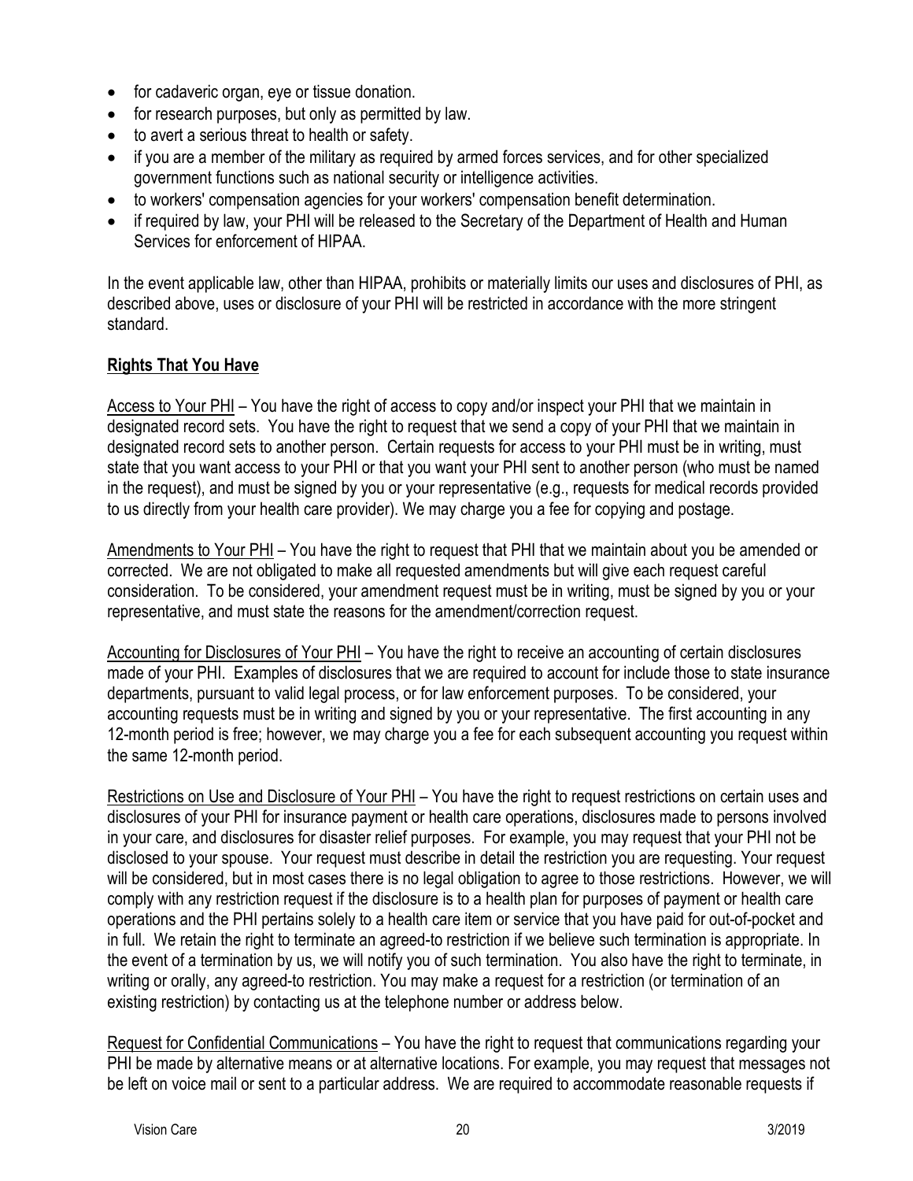- for cadaveric organ, eye or tissue donation.
- for research purposes, but only as permitted by law.
- to avert a serious threat to health or safety.
- if you are a member of the military as required by armed forces services, and for other specialized government functions such as national security or intelligence activities.
- to workers' compensation agencies for your workers' compensation benefit determination.
- if required by law, your PHI will be released to the Secretary of the Department of Health and Human Services for enforcement of HIPAA.

In the event applicable law, other than HIPAA, prohibits or materially limits our uses and disclosures of PHI, as described above, uses or disclosure of your PHI will be restricted in accordance with the more stringent standard.

## **Rights That You Have**

Access to Your PHI – You have the right of access to copy and/or inspect your PHI that we maintain in designated record sets. You have the right to request that we send a copy of your PHI that we maintain in designated record sets to another person. Certain requests for access to your PHI must be in writing, must state that you want access to your PHI or that you want your PHI sent to another person (who must be named in the request), and must be signed by you or your representative (e.g., requests for medical records provided to us directly from your health care provider). We may charge you a fee for copying and postage.

Amendments to Your PHI – You have the right to request that PHI that we maintain about you be amended or corrected. We are not obligated to make all requested amendments but will give each request careful consideration. To be considered, your amendment request must be in writing, must be signed by you or your representative, and must state the reasons for the amendment/correction request.

Accounting for Disclosures of Your PHI – You have the right to receive an accounting of certain disclosures made of your PHI. Examples of disclosures that we are required to account for include those to state insurance departments, pursuant to valid legal process, or for law enforcement purposes. To be considered, your accounting requests must be in writing and signed by you or your representative. The first accounting in any 12-month period is free; however, we may charge you a fee for each subsequent accounting you request within the same 12-month period.

Restrictions on Use and Disclosure of Your PHI – You have the right to request restrictions on certain uses and disclosures of your PHI for insurance payment or health care operations, disclosures made to persons involved in your care, and disclosures for disaster relief purposes. For example, you may request that your PHI not be disclosed to your spouse. Your request must describe in detail the restriction you are requesting. Your request will be considered, but in most cases there is no legal obligation to agree to those restrictions. However, we will comply with any restriction request if the disclosure is to a health plan for purposes of payment or health care operations and the PHI pertains solely to a health care item or service that you have paid for out-of-pocket and in full. We retain the right to terminate an agreed-to restriction if we believe such termination is appropriate. In the event of a termination by us, we will notify you of such termination. You also have the right to terminate, in writing or orally, any agreed-to restriction. You may make a request for a restriction (or termination of an existing restriction) by contacting us at the telephone number or address below.

Request for Confidential Communications – You have the right to request that communications regarding your PHI be made by alternative means or at alternative locations. For example, you may request that messages not be left on voice mail or sent to a particular address. We are required to accommodate reasonable requests if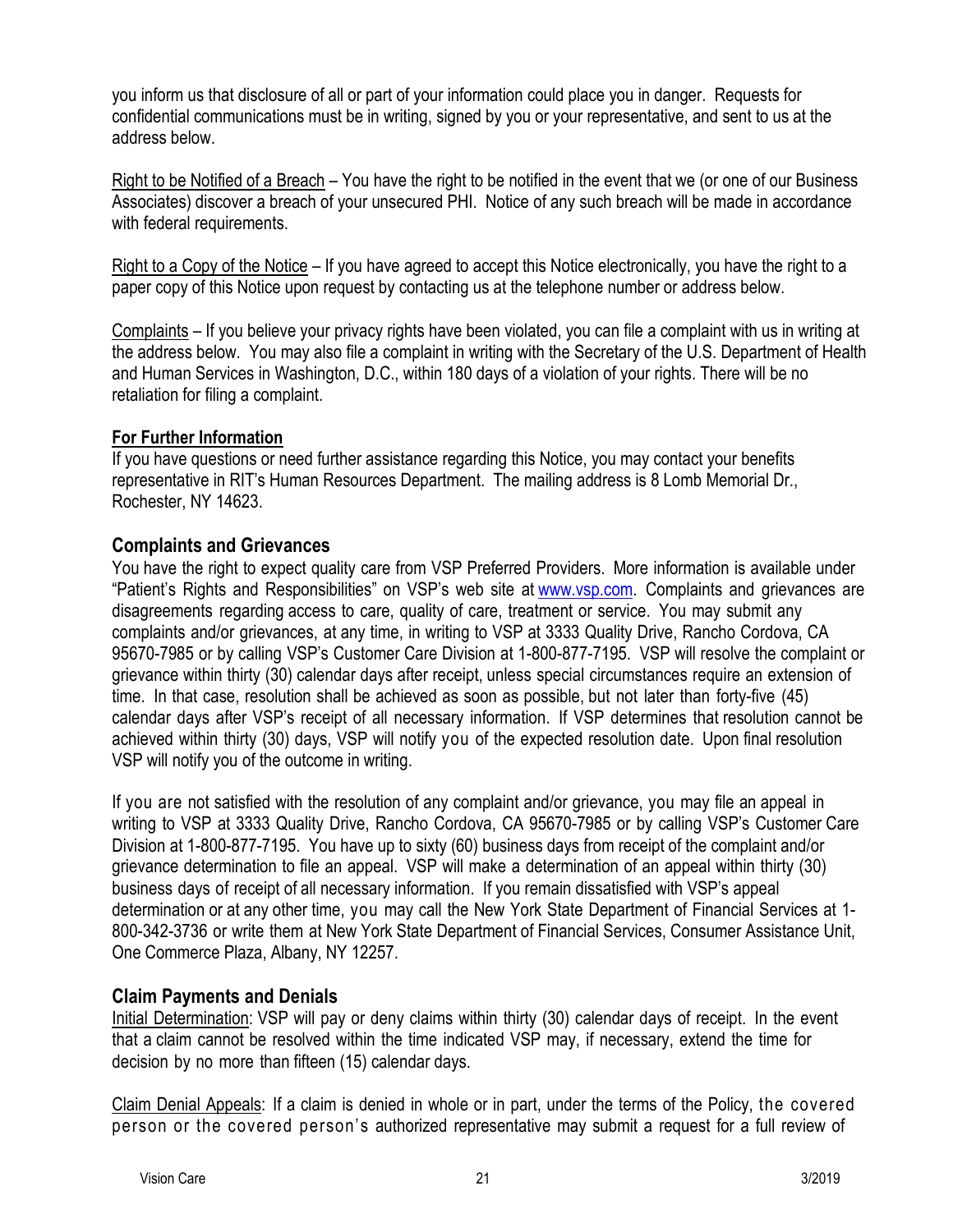you inform us that disclosure of all or part of your information could place you in danger. Requests for confidential communications must be in writing, signed by you or your representative, and sent to us at the address below.

Right to be Notified of a Breach – You have the right to be notified in the event that we (or one of our Business Associates) discover a breach of your unsecured PHI. Notice of any such breach will be made in accordance with federal requirements.

Right to a Copy of the Notice – If you have agreed to accept this Notice electronically, you have the right to a paper copy of this Notice upon request by contacting us at the telephone number or address below.

Complaints – If you believe your privacy rights have been violated, you can file a complaint with us in writing at the address below. You may also file a complaint in writing with the Secretary of the U.S. Department of Health and Human Services in Washington, D.C., within 180 days of a violation of your rights. There will be no retaliation for filing a complaint.

**For Further Information**

If you have questions or need further assistance regarding this Notice, you may contact your benefits representative in RIT's Human Resources Department. The mailing address is 8 Lomb Memorial Dr., Rochester, NY 14623.

## Complaints and Grievances

You have the right to expect quality care from VSP Preferred Providers. More information is available under "Patient's Rights and Responsibilities" on VSP's web site at www.vsp.com. Complaints and grievances are disagreements regarding access to care, quality of care, treatment or service. You may submit any complaints and/or grievances, at any time, in writing to VSP at 3333 Quality Drive, Rancho Cordova, CA 95670-7985 or by calling VSP's Customer Care Division at 1-800-877-7195. VSP will resolve the complaint or grievance within thirty (30) calendar days after receipt, unless special circumstances require an extension of time. In that case, resolution shall be achieved as soon as possible, but not later than forty-five (45) calendar days after VSP's receipt of all necessary information. If VSP determines that resolution cannot be achieved within thirty (30) days, VSP will notify you of the expected resolution date. Upon final resolution VSP will notify you of the outcome in writing.

If you are not satisfied with the resolution of any complaint and/or grievance, you may file an appeal in writing to VSP at 3333 Quality Drive, Rancho Cordova, CA 95670-7985 or by calling VSP's Customer Care Division at 1-800-877-7195. You have up to sixty (60) business days from receipt of the complaint and/or grievance determination to file an appeal. VSP will make a determination of an appeal within thirty (30) business days of receipt of all necessary information. If you remain dissatisfied with VSP's appeal determination or at any other time, you may call the New York State Department of Financial Services at 1-800-342-3736 or write them at New York State Department of Financial Services, Consumer Assistance Unit, One Commerce Plaza, Albany, NY 12257.

## Claim Payments and Denials

Initial Determination: VSP will pay or deny claims within thirty (30) calendar days of receipt. In the event that a claim cannot be resolved within the time indicated VSP may, if necessary, extend the time for decision by no more than fifteen (15) calendar days.

Claim Denial Appeals: If a claim is denied in whole or in part, under the terms of the Policy, the covered person or the covered person's authorized representative may submit a request for a full review of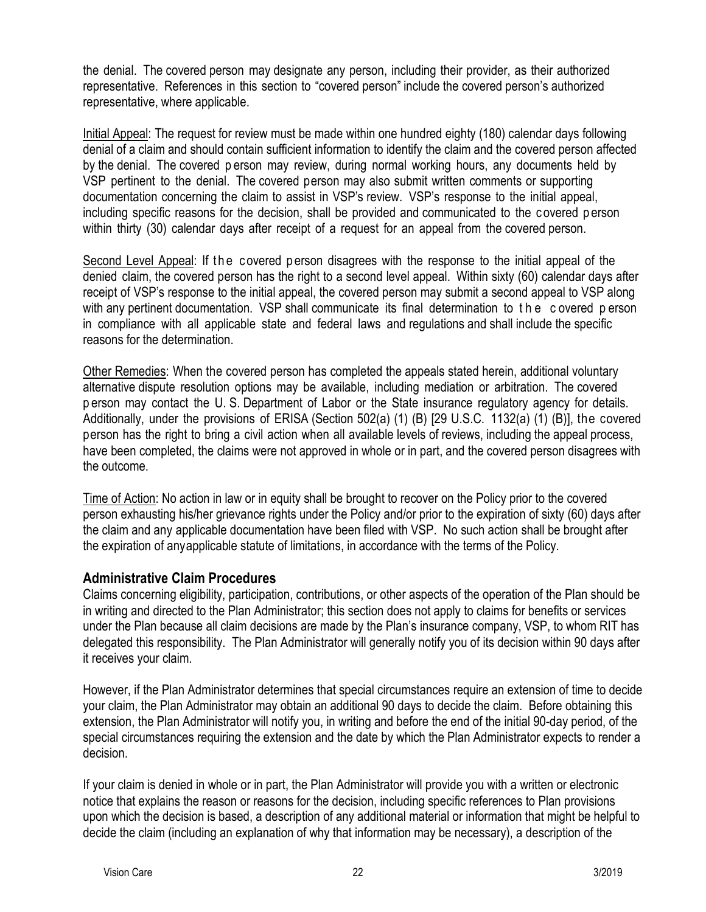the denial. The covered person may designate any person, including their provider, as their authorized representative. References in this section to "covered person" include the covered person's authorized representative, where applicable.

Initial Appeal: The request for review must be made within one hundred eighty (180) calendar days following denial of a claim and should contain sufficient information to identify the claim and the covered person affected by the denial. The covered person may review, during normal working hours, any documents held by VSP pertinent to the denial. The covered person may also submit written comments or supporting documentation concerning the claim to assist in VSP's review. VSP's response to the initial appeal, including specific reasons for the decision, shall be provided and communicated to the covered person within thirty (30) calendar days after receipt of a request for an appeal from the covered person.

Second Level Appeal: If the covered person disagrees with the response to the initial appeal of the denied claim, the covered person has the right to a second level appeal. Within sixty (60) calendar days after receipt of VSP's response to the initial appeal, the covered person may submit a second appeal to VSP along with any pertinent documentation. VSP shall communicate its final determination to the covered person in compliance with all applicable state and federal laws and regulations and shall include the specific reasons for the determination.

Other Remedies: When the covered person has completed the appeals stated herein, additional voluntary alternative dispute resolution options may be available, including mediation or arbitration. The covered person may contact the U. S. Department of Labor or the State insurance regulatory agency for details. Additionally, under the provisions of ERISA (Section 502(a) (1) (B) [29 U.S.C. 1132(a) (1) (B)], the covered person has the right to bring a civil action when all available levels of reviews, including the appeal process, have been completed, the claims were not approved in whole or in part, and the covered person disagrees with the outcome.

Time of Action: No action in law or in equity shall be brought to recover on the Policy prior to the covered person exhausting his/her grievance rights under the Policy and/or prior to the expiration of sixty (60) days after the claim and any applicable documentation have been filed with VSP. No such action shall be brought after the expiration of anyapplicable statute of limitations, in accordance with the terms of the Policy.

### Administrative Claim Procedures

Claims concerning eligibility, participation, contributions, or other aspects of the operation of the Plan should be in writing and directed to the Plan Administrator; this section does not apply to claims for benefits or services under the Plan because all claim decisions are made by the Plan's insurance company, VSP, to whom RIT has delegated this responsibility. The Plan Administrator will generally notify you of its decision within 90 days after it receives your claim.

However, if the Plan Administrator determines that special circumstances require an extension of time to decide your claim, the Plan Administrator may obtain an additional 90 days to decide the claim. Before obtaining this extension, the Plan Administrator will notify you, in writing and before the end of the initial 90-day period, of the special circumstances requiring the extension and the date by which the Plan Administrator expects to render a decision.

If your claim is denied in whole or in part, the Plan Administrator will provide you with a written or electronic notice that explains the reason or reasons for the decision, including specific references to Plan provisions upon which the decision is based, a description of any additional material or information that might be helpful to decide the claim (including an explanation of why that information may be necessary), a description of the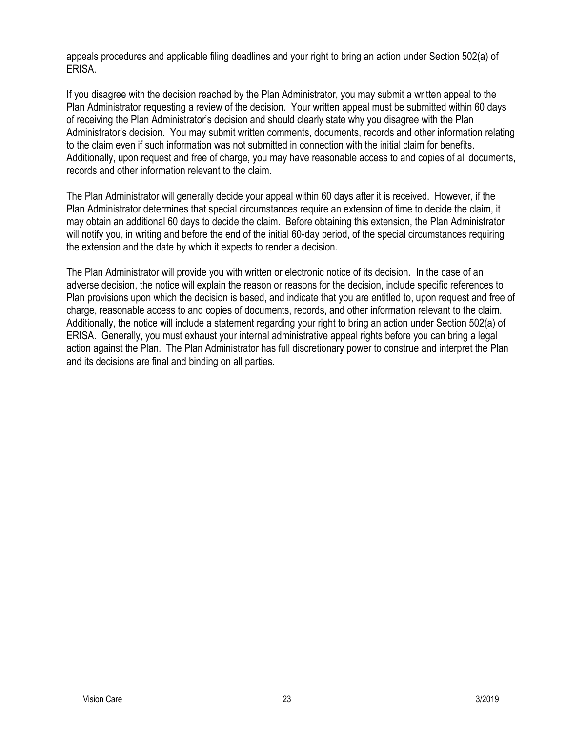appeals procedures and applicable filing deadlines and your right to bring an action under Section 502(a) of ERISA.

If you disagree with the decision reached by the Plan Administrator, you may submit a written appeal to the Plan Administrator requesting a review of the decision. Your written appeal must be submitted within 60 days of receiving the Plan Administrator's decision and should clearly state why you disagree with the Plan Administrator's decision. You may submit written comments, documents, records and other information relating to the claim even if such information was not submitted in connection with the initial claim for benefits. Additionally, upon request and free of charge, you may have reasonable access to and copies of all documents, records and other information relevant to the claim.

The Plan Administrator will generally decide your appeal within 60 days after it is received. However, if the Plan Administrator determines that special circumstances require an extension of time to decide the claim, it may obtain an additional 60 days to decide the claim. Before obtaining this extension, the Plan Administrator will notify you, in writing and before the end of the initial 60-day period, of the special circumstances requiring the extension and the date by which it expects to render a decision.

The Plan Administrator will provide you with written or electronic notice of its decision. In the case of an adverse decision, the notice will explain the reason or reasons for the decision, include specific references to Plan provisions upon which the decision is based, and indicate that you are entitled to, upon request and free of charge, reasonable access to and copies of documents, records, and other information relevant to the claim. Additionally, the notice will include a statement regarding your right to bring an action under Section 502(a) of ERISA. Generally, you must exhaust your internal administrative appeal rights before you can bring a legal action against the Plan. The Plan Administrator has full discretionary power to construe and interpret the Plan and its decisions are final and binding on all parties.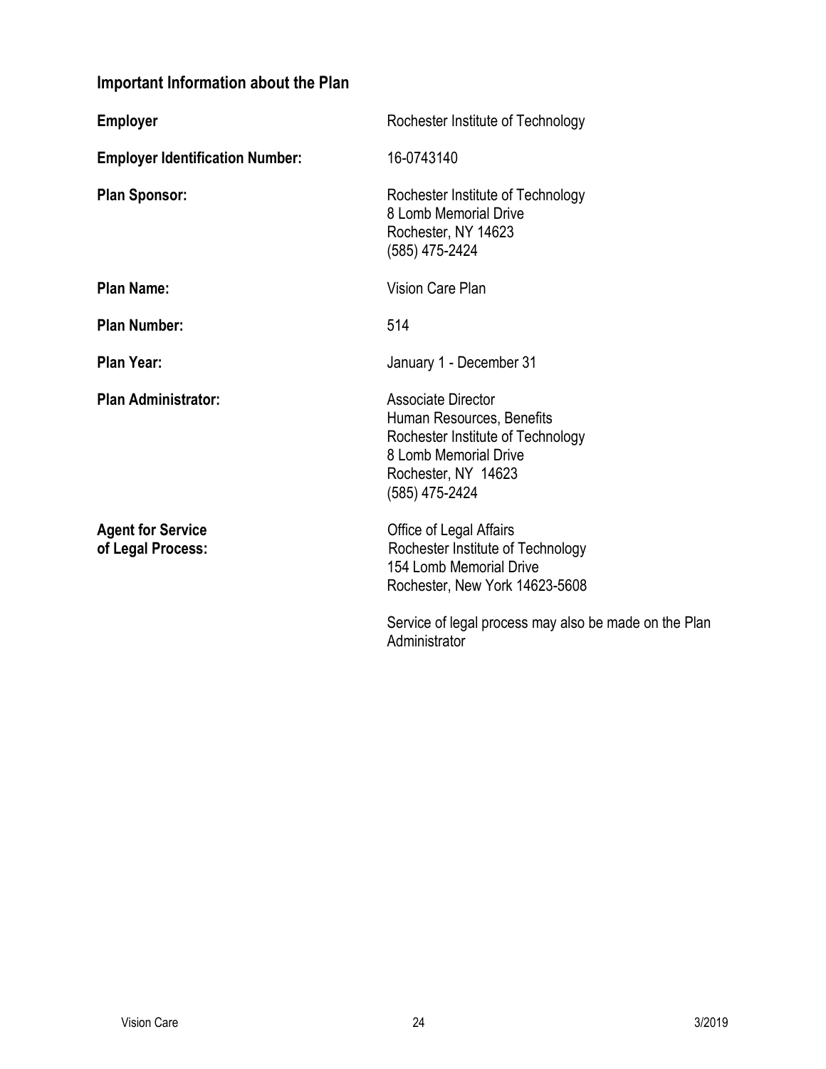## Important Information about the Plan

| | |
|---|---|
| **Employer** | Rochester Institute of Technology |
| **Employer Identification Number:** | 16-0743140 |
| **Plan Sponsor:** | Rochester Institute of Technology<br>8 Lomb Memorial Drive<br>Rochester, NY 14623<br>(585) 475-2424 |
| **Plan Name:** | Vision Care Plan |
| **Plan Number:** | 514 |
| **Plan Year:** | January 1 - December 31 |
| **Plan Administrator:** | Associate Director<br>Human Resources, Benefits<br>Rochester Institute of Technology<br>8 Lomb Memorial Drive<br>Rochester, NY 14623<br>(585) 475-2424 |
| **Agent for Service of Legal Process:** | Office of Legal Affairs<br>Rochester Institute of Technology<br>154 Lomb Memorial Drive<br>Rochester, New York 14623-5608<br><br>Service of legal process may also be made on the Plan Administrator |